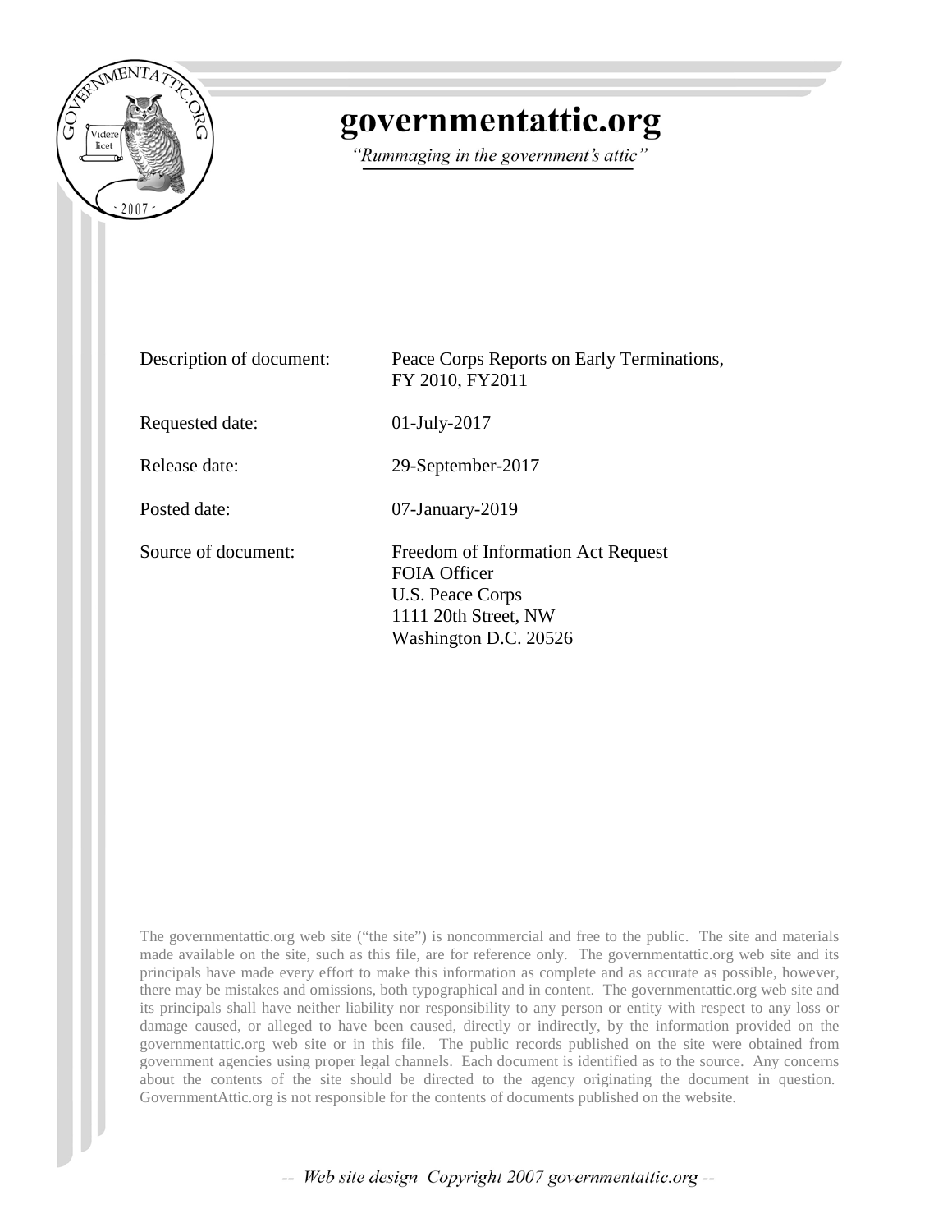# governmentattic.org

*"Rummaging in the government's attic"*

| | |
|---|---|
| Description of document: | Peace Corps Reports on Early Terminations, FY 2010, FY2011 |
| Requested date: | 01-July-2017 |
| Release date: | 29-September-2017 |
| Posted date: | 07-January-2019 |
| Source of document: | Freedom of Information Act Request<br>FOIA Officer<br>U.S. Peace Corps<br>1111 20th Street, NW<br>Washington D.C. 20526 |

The governmentattic.org web site ("the site") is noncommercial and free to the public. The site and materials made available on the site, such as this file, are for reference only. The governmentattic.org web site and its principals have made every effort to make this information as complete and as accurate as possible, however, there may be mistakes and omissions, both typographical and in content. The governmentattic.org web site and its principals shall have neither liability nor responsibility to any person or entity with respect to any loss or damage caused, or alleged to have been caused, directly or indirectly, by the information provided on the governmentattic.org web site or in this file. The public records published on the site were obtained from government agencies using proper legal channels. Each document is identified as to the source. Any concerns about the contents of the site should be directed to the agency originating the document in question. GovernmentAttic.org is not responsible for the contents of documents published on the website.

-- *Web site design Copyright 2007 governmentattic.org* --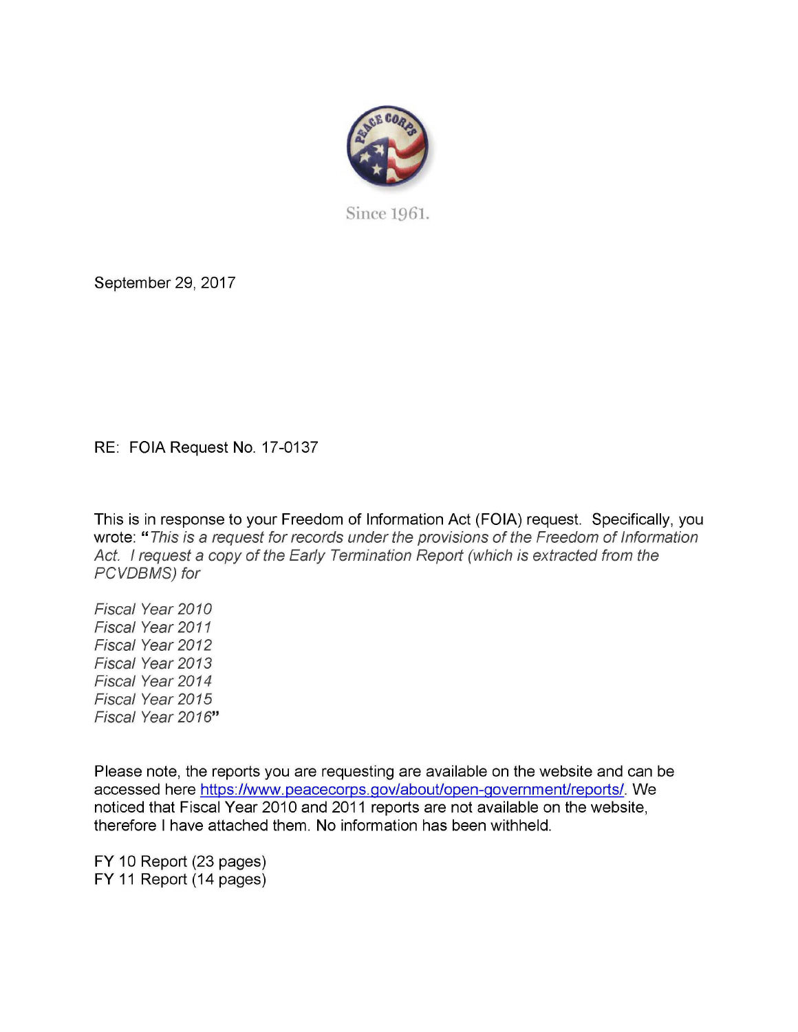Since 1961.

September 29, 2017

RE: FOIA Request No. 17-0137

This is in response to your Freedom of Information Act (FOIA) request. Specifically, you wrote: "*This is a request for records under the provisions of the Freedom of Information Act. I request a copy of the Early Termination Report (which is extracted from the PCVDBMS) for*

*Fiscal Year 2010*
*Fiscal Year 2011*
*Fiscal Year 2012*
*Fiscal Year 2013*
*Fiscal Year 2014*
*Fiscal Year 2015*
*Fiscal Year 2016*"

Please note, the reports you are requesting are available on the website and can be accessed here [https://www.peacecorps.gov/about/open-government/reports/](https://www.peacecorps.gov/about/open-government/reports/). We noticed that Fiscal Year 2010 and 2011 reports are not available on the website, therefore I have attached them. No information has been withheld.

FY 10 Report (23 pages)
FY 11 Report (14 pages)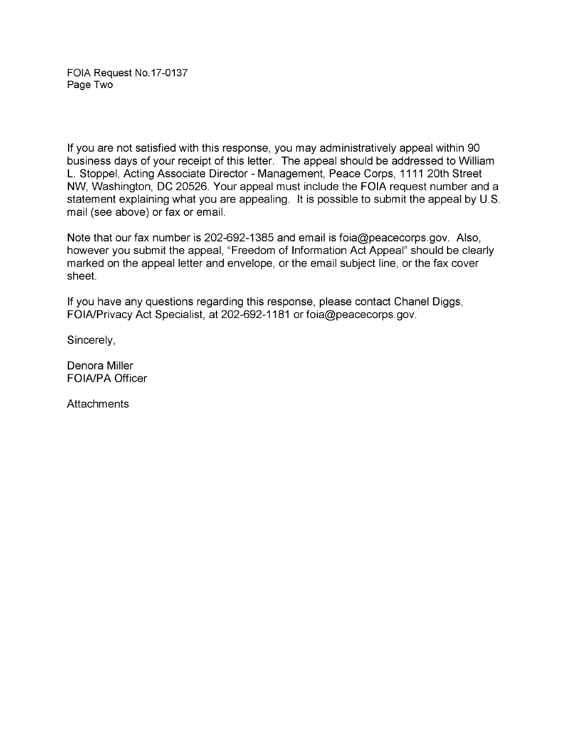FOIA Request No.17-0137
Page Two

If you are not satisfied with this response, you may administratively appeal within 90 business days of your receipt of this letter. The appeal should be addressed to William L. Stoppel, Acting Associate Director - Management, Peace Corps, 1111 20th Street NW, Washington, DC 20526. Your appeal must include the FOIA request number and a statement explaining what you are appealing. It is possible to submit the appeal by U.S. mail (see above) or fax or email.

Note that our fax number is 202-692-1385 and email is foia@peacecorps.gov. Also, however you submit the appeal, "Freedom of Information Act Appeal" should be clearly marked on the appeal letter and envelope, or the email subject line, or the fax cover sheet.

If you have any questions regarding this response, please contact Chanel Diggs, FOIA/Privacy Act Specialist, at 202-692-1181 or foia@peacecorps.gov.

Sincerely,

Denora Miller
FOIA/PA Officer

Attachments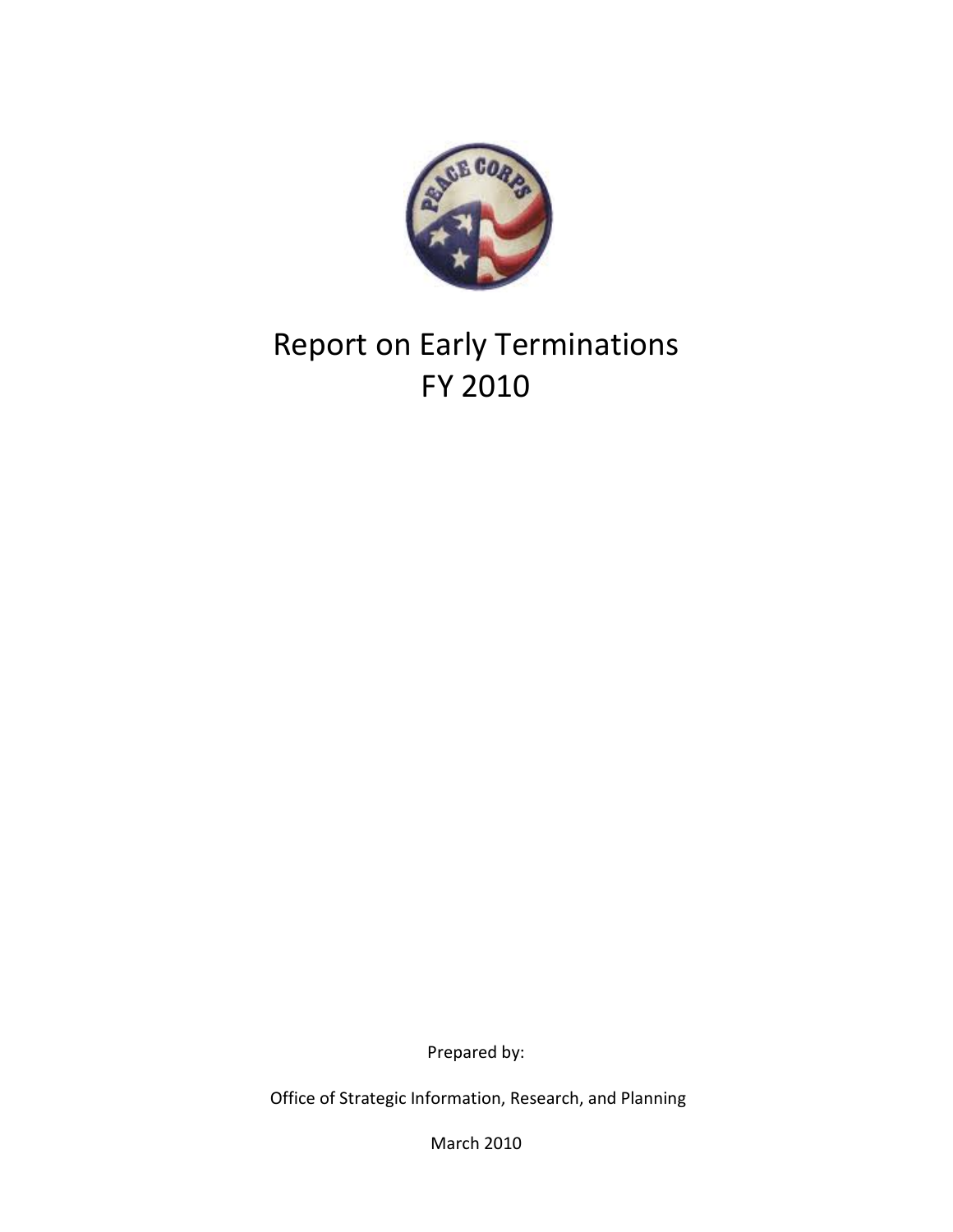# Report on Early Terminations FY 2010

Prepared by:

Office of Strategic Information, Research, and Planning

March 2010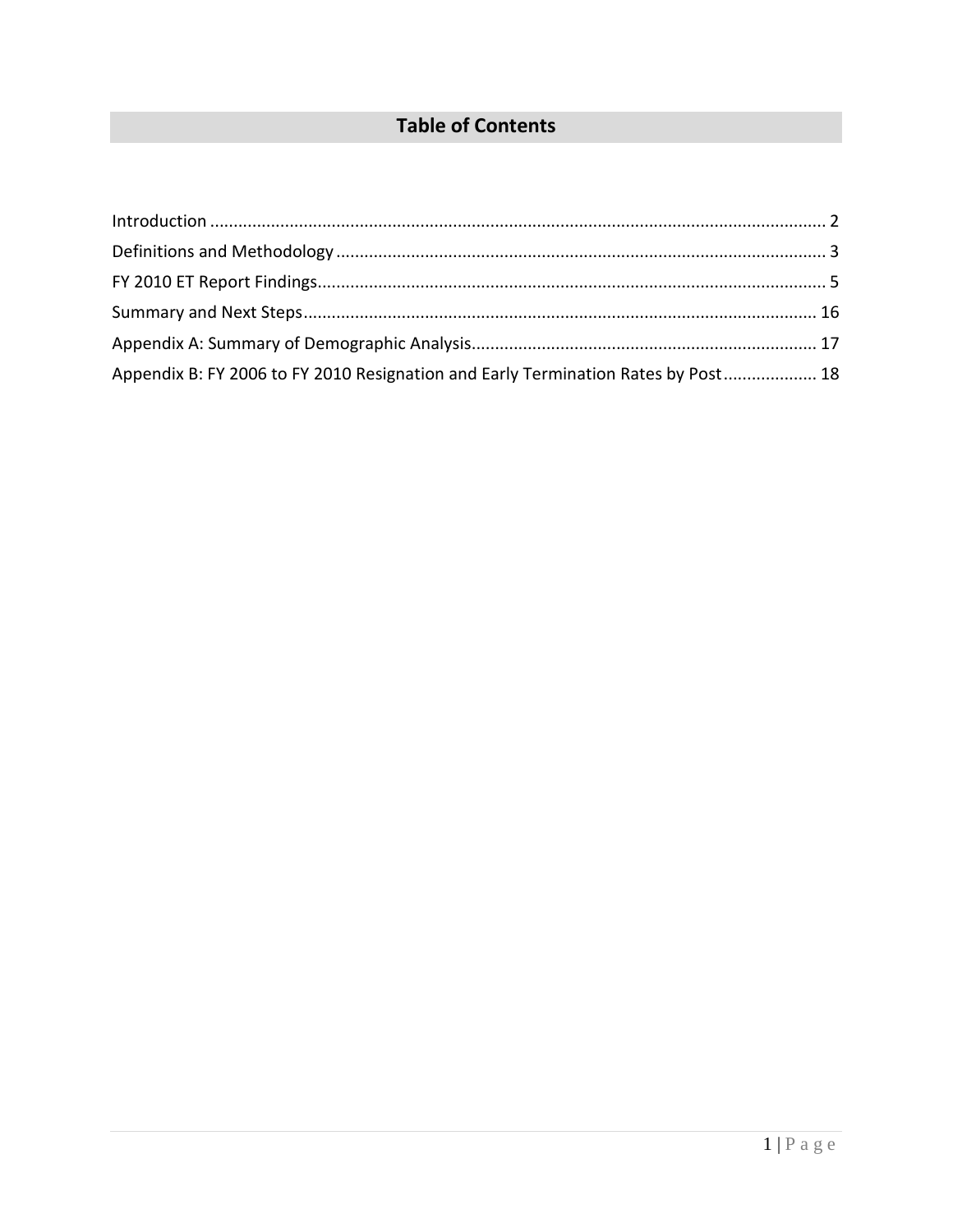## Table of Contents

Introduction ........................................................................................................................ 2
Definitions and Methodology ........................................................................................... 3
FY 2010 ET Report Findings.............................................................................................. 5
Summary and Next Steps................................................................................................. 16
Appendix A: Summary of Demographic Analysis............................................................. 17
Appendix B: FY 2006 to FY 2010 Resignation and Early Termination Rates by Post.................... 18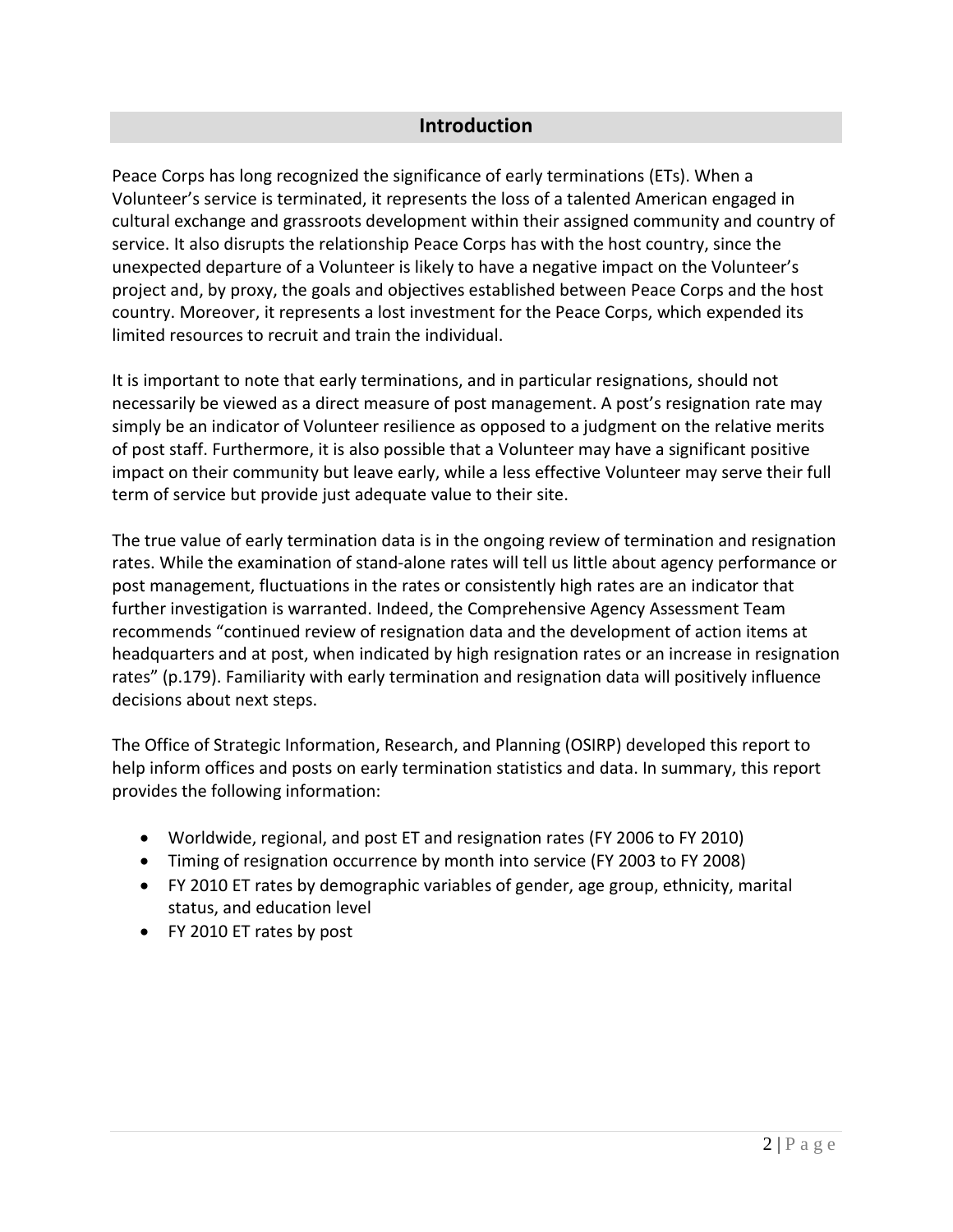## Introduction

Peace Corps has long recognized the significance of early terminations (ETs). When a Volunteer's service is terminated, it represents the loss of a talented American engaged in cultural exchange and grassroots development within their assigned community and country of service. It also disrupts the relationship Peace Corps has with the host country, since the unexpected departure of a Volunteer is likely to have a negative impact on the Volunteer's project and, by proxy, the goals and objectives established between Peace Corps and the host country. Moreover, it represents a lost investment for the Peace Corps, which expended its limited resources to recruit and train the individual.

It is important to note that early terminations, and in particular resignations, should not necessarily be viewed as a direct measure of post management. A post's resignation rate may simply be an indicator of Volunteer resilience as opposed to a judgment on the relative merits of post staff. Furthermore, it is also possible that a Volunteer may have a significant positive impact on their community but leave early, while a less effective Volunteer may serve their full term of service but provide just adequate value to their site.

The true value of early termination data is in the ongoing review of termination and resignation rates. While the examination of stand-alone rates will tell us little about agency performance or post management, fluctuations in the rates or consistently high rates are an indicator that further investigation is warranted. Indeed, the Comprehensive Agency Assessment Team recommends "continued review of resignation data and the development of action items at headquarters and at post, when indicated by high resignation rates or an increase in resignation rates" (p.179). Familiarity with early termination and resignation data will positively influence decisions about next steps.

The Office of Strategic Information, Research, and Planning (OSIRP) developed this report to help inform offices and posts on early termination statistics and data. In summary, this report provides the following information:

- Worldwide, regional, and post ET and resignation rates (FY 2006 to FY 2010)
- Timing of resignation occurrence by month into service (FY 2003 to FY 2008)
- FY 2010 ET rates by demographic variables of gender, age group, ethnicity, marital status, and education level
- FY 2010 ET rates by post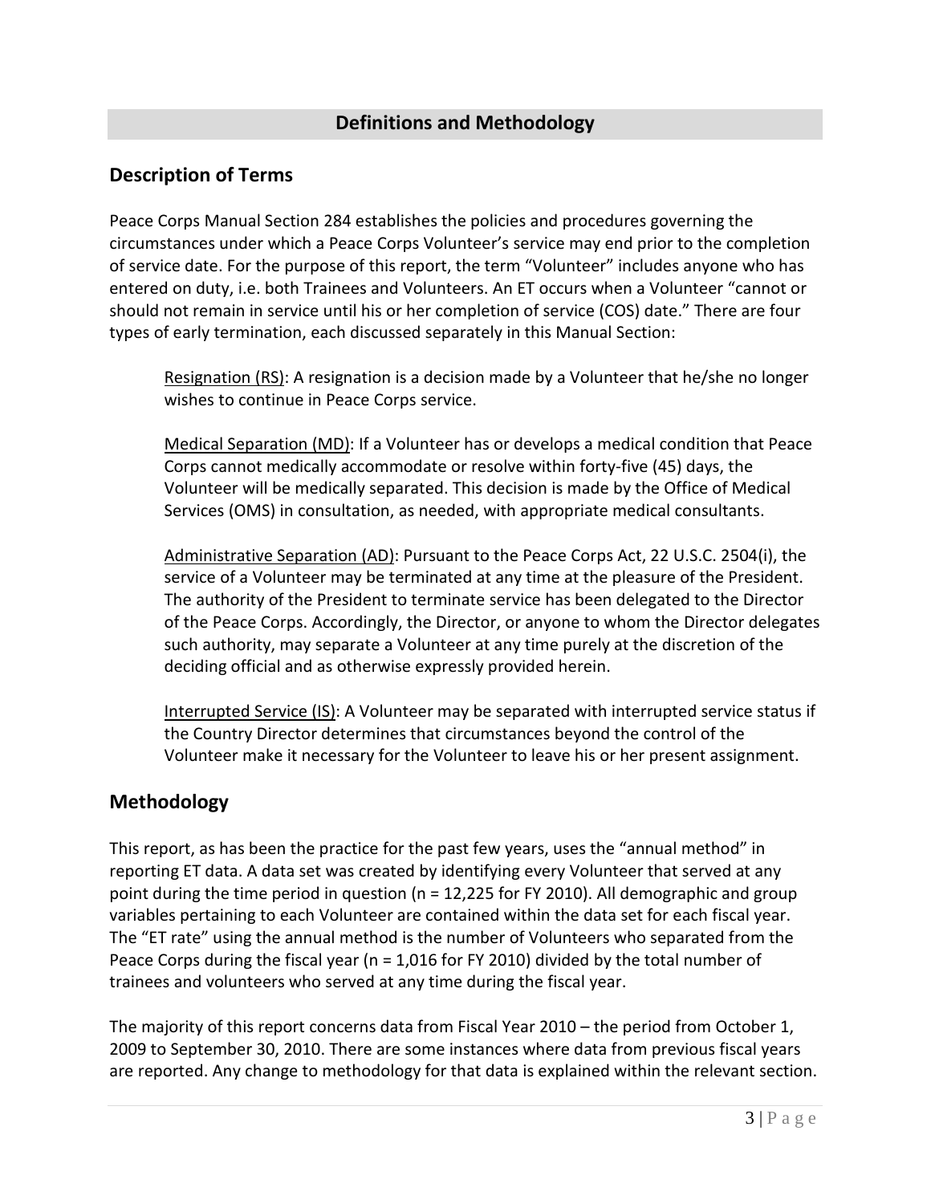## Definitions and Methodology

### Description of Terms

Peace Corps Manual Section 284 establishes the policies and procedures governing the circumstances under which a Peace Corps Volunteer's service may end prior to the completion of service date. For the purpose of this report, the term "Volunteer" includes anyone who has entered on duty, i.e. both Trainees and Volunteers. An ET occurs when a Volunteer "cannot or should not remain in service until his or her completion of service (COS) date." There are four types of early termination, each discussed separately in this Manual Section:

> Resignation (RS): A resignation is a decision made by a Volunteer that he/she no longer wishes to continue in Peace Corps service.
>
> Medical Separation (MD): If a Volunteer has or develops a medical condition that Peace Corps cannot medically accommodate or resolve within forty-five (45) days, the Volunteer will be medically separated. This decision is made by the Office of Medical Services (OMS) in consultation, as needed, with appropriate medical consultants.
>
> Administrative Separation (AD): Pursuant to the Peace Corps Act, 22 U.S.C. 2504(i), the service of a Volunteer may be terminated at any time at the pleasure of the President. The authority of the President to terminate service has been delegated to the Director of the Peace Corps. Accordingly, the Director, or anyone to whom the Director delegates such authority, may separate a Volunteer at any time purely at the discretion of the deciding official and as otherwise expressly provided herein.
>
> Interrupted Service (IS): A Volunteer may be separated with interrupted service status if the Country Director determines that circumstances beyond the control of the Volunteer make it necessary for the Volunteer to leave his or her present assignment.

### Methodology

This report, as has been the practice for the past few years, uses the "annual method" in reporting ET data. A data set was created by identifying every Volunteer that served at any point during the time period in question (n = 12,225 for FY 2010). All demographic and group variables pertaining to each Volunteer are contained within the data set for each fiscal year. The "ET rate" using the annual method is the number of Volunteers who separated from the Peace Corps during the fiscal year (n = 1,016 for FY 2010) divided by the total number of trainees and volunteers who served at any time during the fiscal year.

The majority of this report concerns data from Fiscal Year 2010 – the period from October 1, 2009 to September 30, 2010. There are some instances where data from previous fiscal years are reported. Any change to methodology for that data is explained within the relevant section.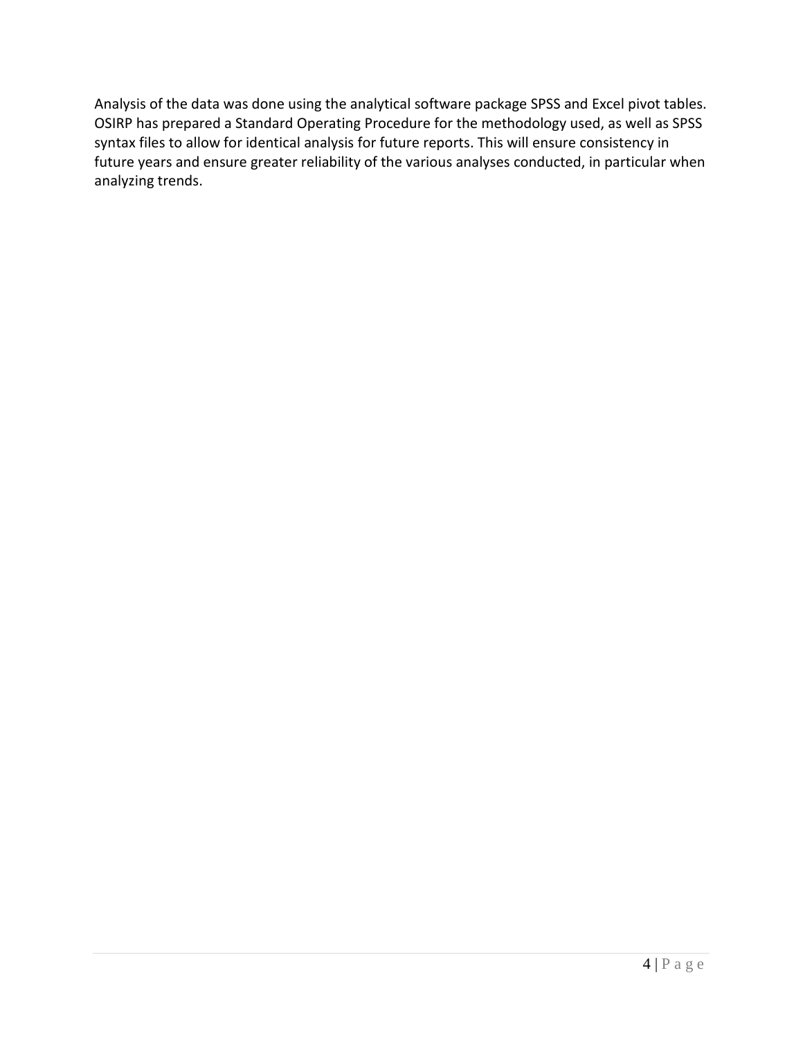Analysis of the data was done using the analytical software package SPSS and Excel pivot tables. OSIRP has prepared a Standard Operating Procedure for the methodology used, as well as SPSS syntax files to allow for identical analysis for future reports. This will ensure consistency in future years and ensure greater reliability of the various analyses conducted, in particular when analyzing trends.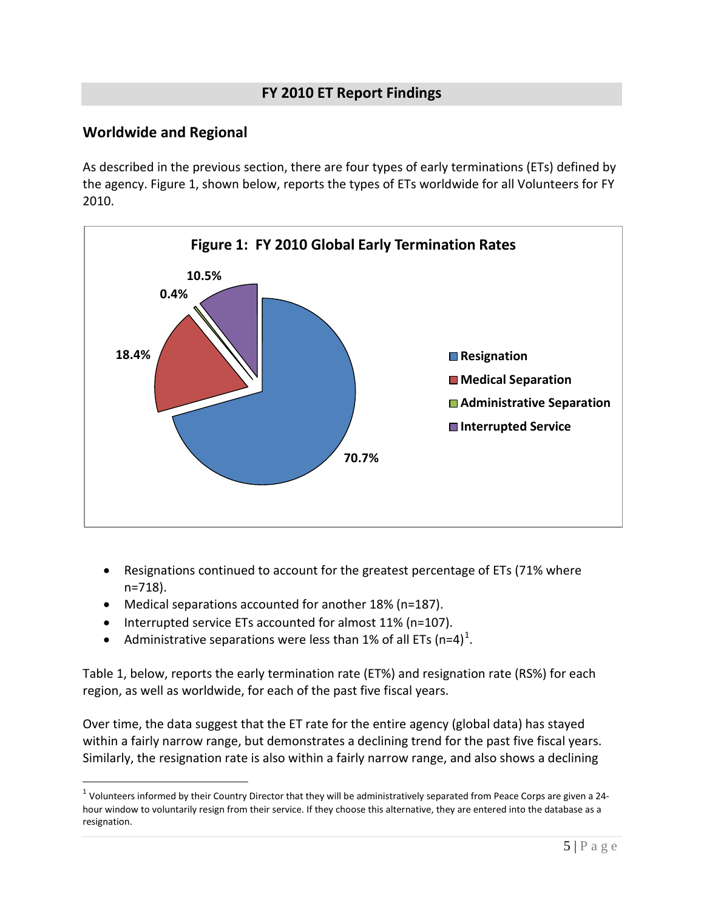## FY 2010 ET Report Findings

### Worldwide and Regional

As described in the previous section, there are four types of early terminations (ETs) defined by the agency. Figure 1, shown below, reports the types of ETs worldwide for all Volunteers for FY 2010.

**Figure 1: FY 2010 Global Early Termination Rates**

| Type | Percentage |
|---|---|
| Resignation | 70.7% |
| Medical Separation | 18.4% |
| Administrative Separation | 0.4% |
| Interrupted Service | 10.5% |

- Resignations continued to account for the greatest percentage of ETs (71% where n=718).
- Medical separations accounted for another 18% (n=187).
- Interrupted service ETs accounted for almost 11% (n=107).
- Administrative separations were less than 1% of all ETs (n=4)[1].

Table 1, below, reports the early termination rate (ET%) and resignation rate (RS%) for each region, as well as worldwide, for each of the past five fiscal years.

Over time, the data suggest that the ET rate for the entire agency (global data) has stayed within a fairly narrow range, but demonstrates a declining trend for the past five fiscal years. Similarly, the resignation rate is also within a fairly narrow range, and also shows a declining

[1] Volunteers informed by their Country Director that they will be administratively separated from Peace Corps are given a 24-hour window to voluntarily resign from their service. If they choose this alternative, they are entered into the database as a resignation.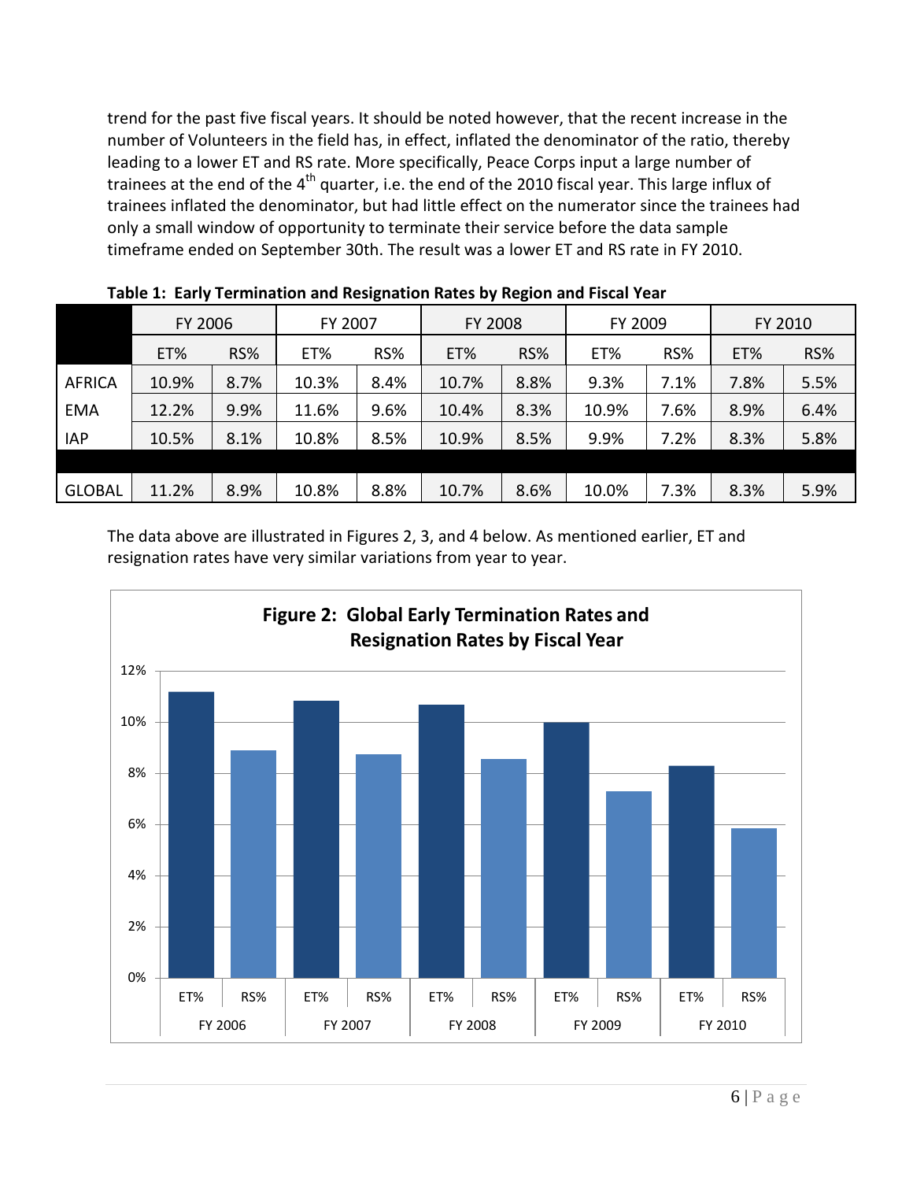trend for the past five fiscal years. It should be noted however, that the recent increase in the number of Volunteers in the field has, in effect, inflated the denominator of the ratio, thereby leading to a lower ET and RS rate. More specifically, Peace Corps input a large number of trainees at the end of the 4th quarter, i.e. the end of the 2010 fiscal year. This large influx of trainees inflated the denominator, but had little effect on the numerator since the trainees had only a small window of opportunity to terminate their service before the data sample timeframe ended on September 30th. The result was a lower ET and RS rate in FY 2010.

**Table 1: Early Termination and Resignation Rates by Region and Fiscal Year**

| | FY 2006 | | FY 2007 | | FY 2008 | | FY 2009 | | FY 2010 | |
|---|---|---|---|---|---|---|---|---|---|---|
| | ET% | RS% | ET% | RS% | ET% | RS% | ET% | RS% | ET% | RS% |
| AFRICA | 10.9% | 8.7% | 10.3% | 8.4% | 10.7% | 8.8% | 9.3% | 7.1% | 7.8% | 5.5% |
| EMA | 12.2% | 9.9% | 11.6% | 9.6% | 10.4% | 8.3% | 10.9% | 7.6% | 8.9% | 6.4% |
| IAP | 10.5% | 8.1% | 10.8% | 8.5% | 10.9% | 8.5% | 9.9% | 7.2% | 8.3% | 5.8% |
| GLOBAL | 11.2% | 8.9% | 10.8% | 8.8% | 10.7% | 8.6% | 10.0% | 7.3% | 8.3% | 5.9% |

The data above are illustrated in Figures 2, 3, and 4 below. As mentioned earlier, ET and resignation rates have very similar variations from year to year.

**Figure 2: Global Early Termination Rates and Resignation Rates by Fiscal Year**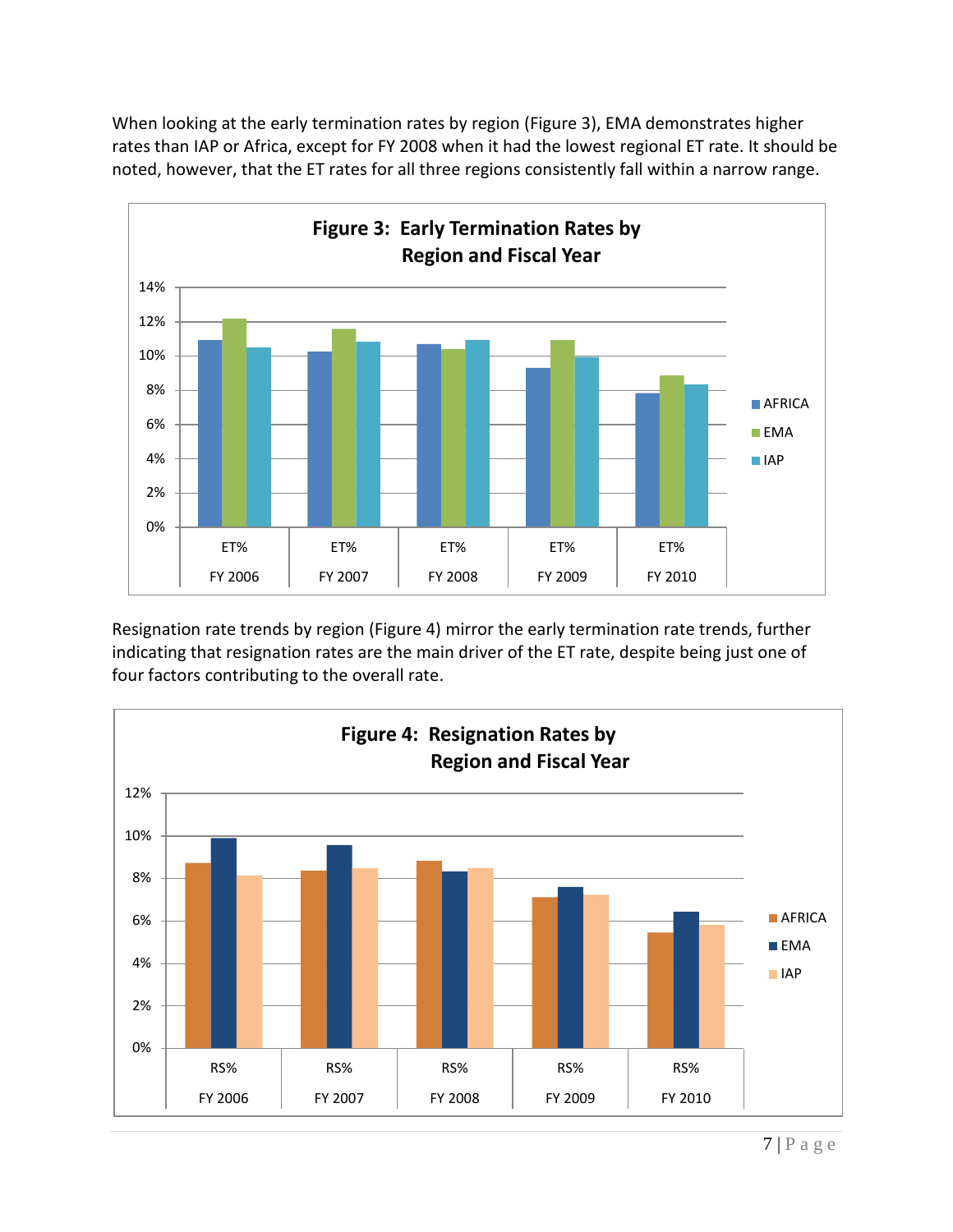When looking at the early termination rates by region (Figure 3), EMA demonstrates higher rates than IAP or Africa, except for FY 2008 when it had the lowest regional ET rate. It should be noted, however, that the ET rates for all three regions consistently fall within a narrow range.

**Figure 3: Early Termination Rates by Region and Fiscal Year**

Resignation rate trends by region (Figure 4) mirror the early termination rate trends, further indicating that resignation rates are the main driver of the ET rate, despite being just one of four factors contributing to the overall rate.

**Figure 4: Resignation Rates by Region and Fiscal Year**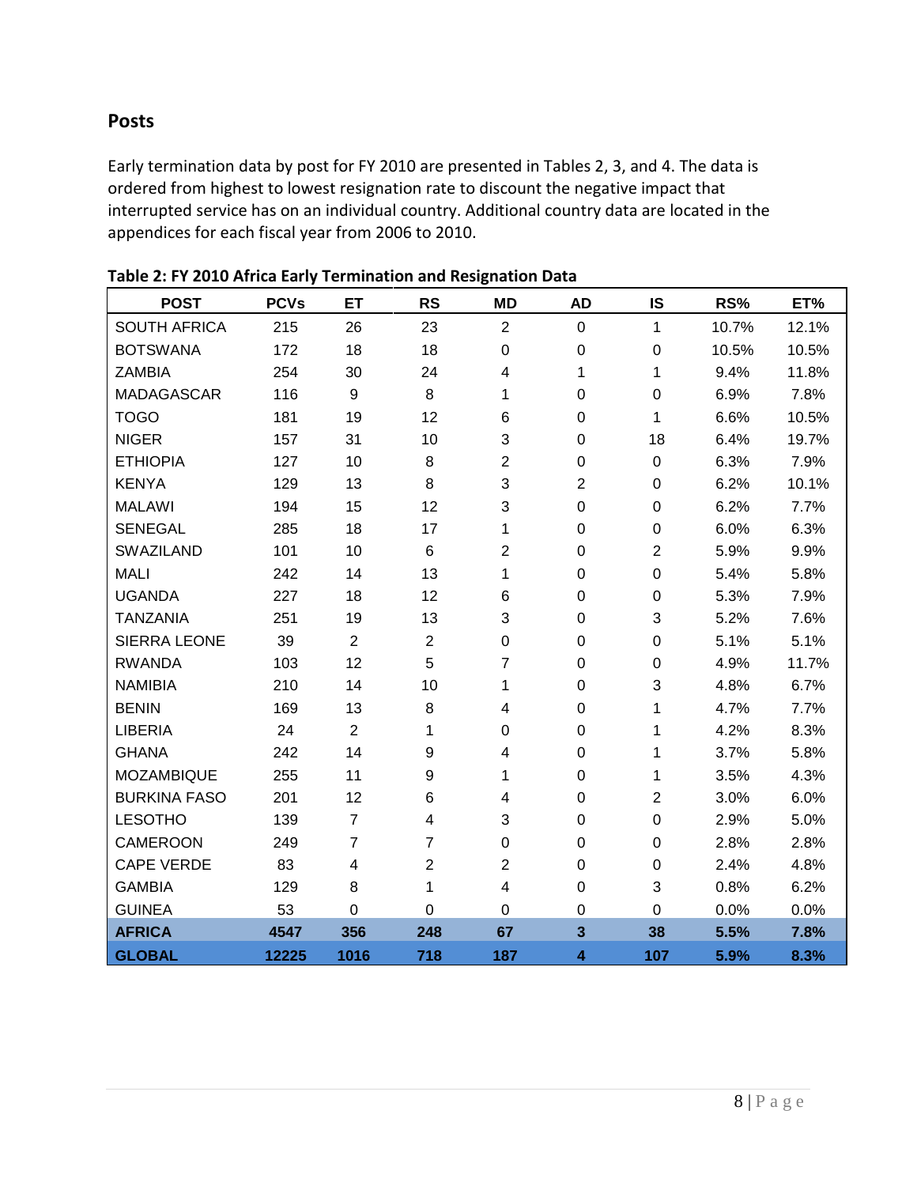## Posts

Early termination data by post for FY 2010 are presented in Tables 2, 3, and 4. The data is ordered from highest to lowest resignation rate to discount the negative impact that interrupted service has on an individual country. Additional country data are located in the appendices for each fiscal year from 2006 to 2010.

**Table 2: FY 2010 Africa Early Termination and Resignation Data**

| POST | PCVs | ET | RS | MD | AD | IS | RS% | ET% |
|---|---|---|---|---|---|---|---|---|
| SOUTH AFRICA | 215 | 26 | 23 | 2 | 0 | 1 | 10.7% | 12.1% |
| BOTSWANA | 172 | 18 | 18 | 0 | 0 | 0 | 10.5% | 10.5% |
| ZAMBIA | 254 | 30 | 24 | 4 | 1 | 1 | 9.4% | 11.8% |
| MADAGASCAR | 116 | 9 | 8 | 1 | 0 | 0 | 6.9% | 7.8% |
| TOGO | 181 | 19 | 12 | 6 | 0 | 1 | 6.6% | 10.5% |
| NIGER | 157 | 31 | 10 | 3 | 0 | 18 | 6.4% | 19.7% |
| ETHIOPIA | 127 | 10 | 8 | 2 | 0 | 0 | 6.3% | 7.9% |
| KENYA | 129 | 13 | 8 | 3 | 2 | 0 | 6.2% | 10.1% |
| MALAWI | 194 | 15 | 12 | 3 | 0 | 0 | 6.2% | 7.7% |
| SENEGAL | 285 | 18 | 17 | 1 | 0 | 0 | 6.0% | 6.3% |
| SWAZILAND | 101 | 10 | 6 | 2 | 0 | 2 | 5.9% | 9.9% |
| MALI | 242 | 14 | 13 | 1 | 0 | 0 | 5.4% | 5.8% |
| UGANDA | 227 | 18 | 12 | 6 | 0 | 0 | 5.3% | 7.9% |
| TANZANIA | 251 | 19 | 13 | 3 | 0 | 3 | 5.2% | 7.6% |
| SIERRA LEONE | 39 | 2 | 2 | 0 | 0 | 0 | 5.1% | 5.1% |
| RWANDA | 103 | 12 | 5 | 7 | 0 | 0 | 4.9% | 11.7% |
| NAMIBIA | 210 | 14 | 10 | 1 | 0 | 3 | 4.8% | 6.7% |
| BENIN | 169 | 13 | 8 | 4 | 0 | 1 | 4.7% | 7.7% |
| LIBERIA | 24 | 2 | 1 | 0 | 0 | 1 | 4.2% | 8.3% |
| GHANA | 242 | 14 | 9 | 4 | 0 | 1 | 3.7% | 5.8% |
| MOZAMBIQUE | 255 | 11 | 9 | 1 | 0 | 1 | 3.5% | 4.3% |
| BURKINA FASO | 201 | 12 | 6 | 4 | 0 | 2 | 3.0% | 6.0% |
| LESOTHO | 139 | 7 | 4 | 3 | 0 | 0 | 2.9% | 5.0% |
| CAMEROON | 249 | 7 | 7 | 0 | 0 | 0 | 2.8% | 2.8% |
| CAPE VERDE | 83 | 4 | 2 | 2 | 0 | 0 | 2.4% | 4.8% |
| GAMBIA | 129 | 8 | 1 | 4 | 0 | 3 | 0.8% | 6.2% |
| GUINEA | 53 | 0 | 0 | 0 | 0 | 0 | 0.0% | 0.0% |
| **AFRICA** | **4547** | **356** | **248** | **67** | **3** | **38** | **5.5%** | **7.8%** |
| **GLOBAL** | **12225** | **1016** | **718** | **187** | **4** | **107** | **5.9%** | **8.3%** |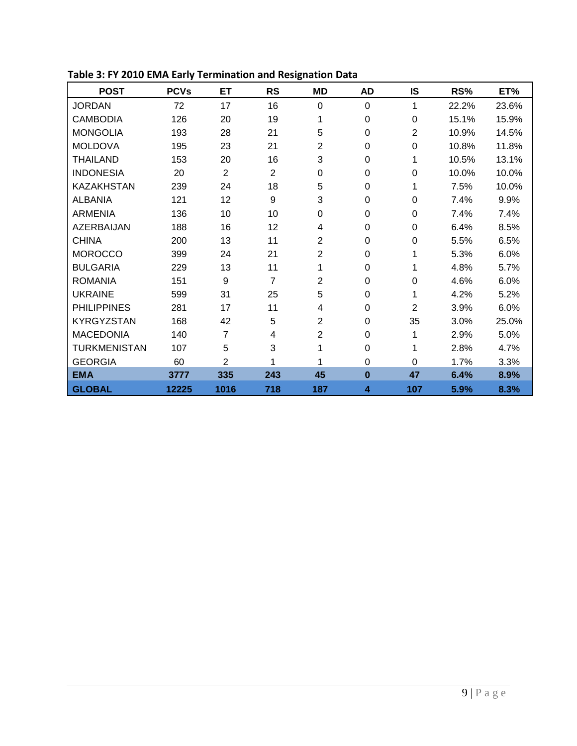**Table 3: FY 2010 EMA Early Termination and Resignation Data**

| POST | PCVs | ET | RS | MD | AD | IS | RS% | ET% |
|---|---|---|---|---|---|---|---|---|
| JORDAN | 72 | 17 | 16 | 0 | 0 | 1 | 22.2% | 23.6% |
| CAMBODIA | 126 | 20 | 19 | 1 | 0 | 0 | 15.1% | 15.9% |
| MONGOLIA | 193 | 28 | 21 | 5 | 0 | 2 | 10.9% | 14.5% |
| MOLDOVA | 195 | 23 | 21 | 2 | 0 | 0 | 10.8% | 11.8% |
| THAILAND | 153 | 20 | 16 | 3 | 0 | 1 | 10.5% | 13.1% |
| INDONESIA | 20 | 2 | 2 | 0 | 0 | 0 | 10.0% | 10.0% |
| KAZAKHSTAN | 239 | 24 | 18 | 5 | 0 | 1 | 7.5% | 10.0% |
| ALBANIA | 121 | 12 | 9 | 3 | 0 | 0 | 7.4% | 9.9% |
| ARMENIA | 136 | 10 | 10 | 0 | 0 | 0 | 7.4% | 7.4% |
| AZERBAIJAN | 188 | 16 | 12 | 4 | 0 | 0 | 6.4% | 8.5% |
| CHINA | 200 | 13 | 11 | 2 | 0 | 0 | 5.5% | 6.5% |
| MOROCCO | 399 | 24 | 21 | 2 | 0 | 1 | 5.3% | 6.0% |
| BULGARIA | 229 | 13 | 11 | 1 | 0 | 1 | 4.8% | 5.7% |
| ROMANIA | 151 | 9 | 7 | 2 | 0 | 0 | 4.6% | 6.0% |
| UKRAINE | 599 | 31 | 25 | 5 | 0 | 1 | 4.2% | 5.2% |
| PHILIPPINES | 281 | 17 | 11 | 4 | 0 | 2 | 3.9% | 6.0% |
| KYRGYZSTAN | 168 | 42 | 5 | 2 | 0 | 35 | 3.0% | 25.0% |
| MACEDONIA | 140 | 7 | 4 | 2 | 0 | 1 | 2.9% | 5.0% |
| TURKMENISTAN | 107 | 5 | 3 | 1 | 0 | 1 | 2.8% | 4.7% |
| GEORGIA | 60 | 2 | 1 | 1 | 0 | 0 | 1.7% | 3.3% |
| **EMA** | **3777** | **335** | **243** | **45** | **0** | **47** | **6.4%** | **8.9%** |
| **GLOBAL** | **12225** | **1016** | **718** | **187** | **4** | **107** | **5.9%** | **8.3%** |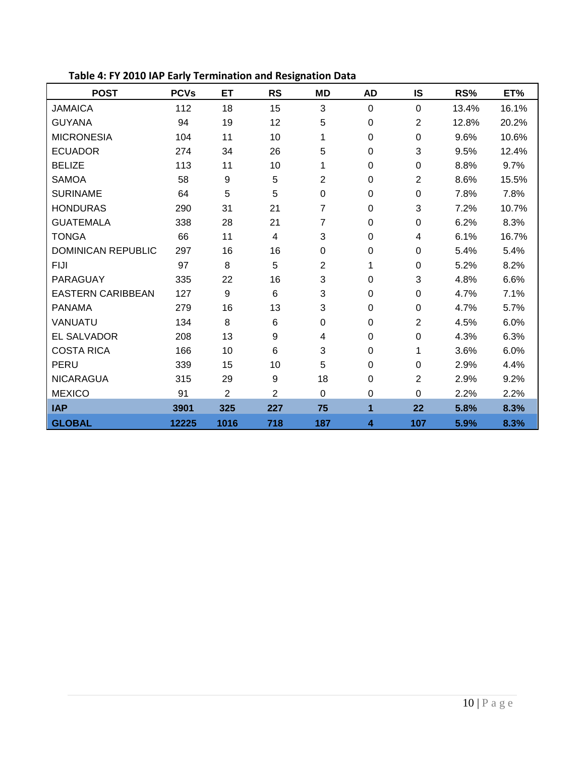**Table 4: FY 2010 IAP Early Termination and Resignation Data**

| POST | PCVs | ET | RS | MD | AD | IS | RS% | ET% |
|---|---|---|---|---|---|---|---|---|
| JAMAICA | 112 | 18 | 15 | 3 | 0 | 0 | 13.4% | 16.1% |
| GUYANA | 94 | 19 | 12 | 5 | 0 | 2 | 12.8% | 20.2% |
| MICRONESIA | 104 | 11 | 10 | 1 | 0 | 0 | 9.6% | 10.6% |
| ECUADOR | 274 | 34 | 26 | 5 | 0 | 3 | 9.5% | 12.4% |
| BELIZE | 113 | 11 | 10 | 1 | 0 | 0 | 8.8% | 9.7% |
| SAMOA | 58 | 9 | 5 | 2 | 0 | 2 | 8.6% | 15.5% |
| SURINAME | 64 | 5 | 5 | 0 | 0 | 0 | 7.8% | 7.8% |
| HONDURAS | 290 | 31 | 21 | 7 | 0 | 3 | 7.2% | 10.7% |
| GUATEMALA | 338 | 28 | 21 | 7 | 0 | 0 | 6.2% | 8.3% |
| TONGA | 66 | 11 | 4 | 3 | 0 | 4 | 6.1% | 16.7% |
| DOMINICAN REPUBLIC | 297 | 16 | 16 | 0 | 0 | 0 | 5.4% | 5.4% |
| FIJI | 97 | 8 | 5 | 2 | 1 | 0 | 5.2% | 8.2% |
| PARAGUAY | 335 | 22 | 16 | 3 | 0 | 3 | 4.8% | 6.6% |
| EASTERN CARIBBEAN | 127 | 9 | 6 | 3 | 0 | 0 | 4.7% | 7.1% |
| PANAMA | 279 | 16 | 13 | 3 | 0 | 0 | 4.7% | 5.7% |
| VANUATU | 134 | 8 | 6 | 0 | 0 | 2 | 4.5% | 6.0% |
| EL SALVADOR | 208 | 13 | 9 | 4 | 0 | 0 | 4.3% | 6.3% |
| COSTA RICA | 166 | 10 | 6 | 3 | 0 | 1 | 3.6% | 6.0% |
| PERU | 339 | 15 | 10 | 5 | 0 | 0 | 2.9% | 4.4% |
| NICARAGUA | 315 | 29 | 9 | 18 | 0 | 2 | 2.9% | 9.2% |
| MEXICO | 91 | 2 | 2 | 0 | 0 | 0 | 2.2% | 2.2% |
| **IAP** | **3901** | **325** | **227** | **75** | **1** | **22** | **5.8%** | **8.3%** |
| **GLOBAL** | **12225** | **1016** | **718** | **187** | **4** | **107** | **5.9%** | **8.3%** |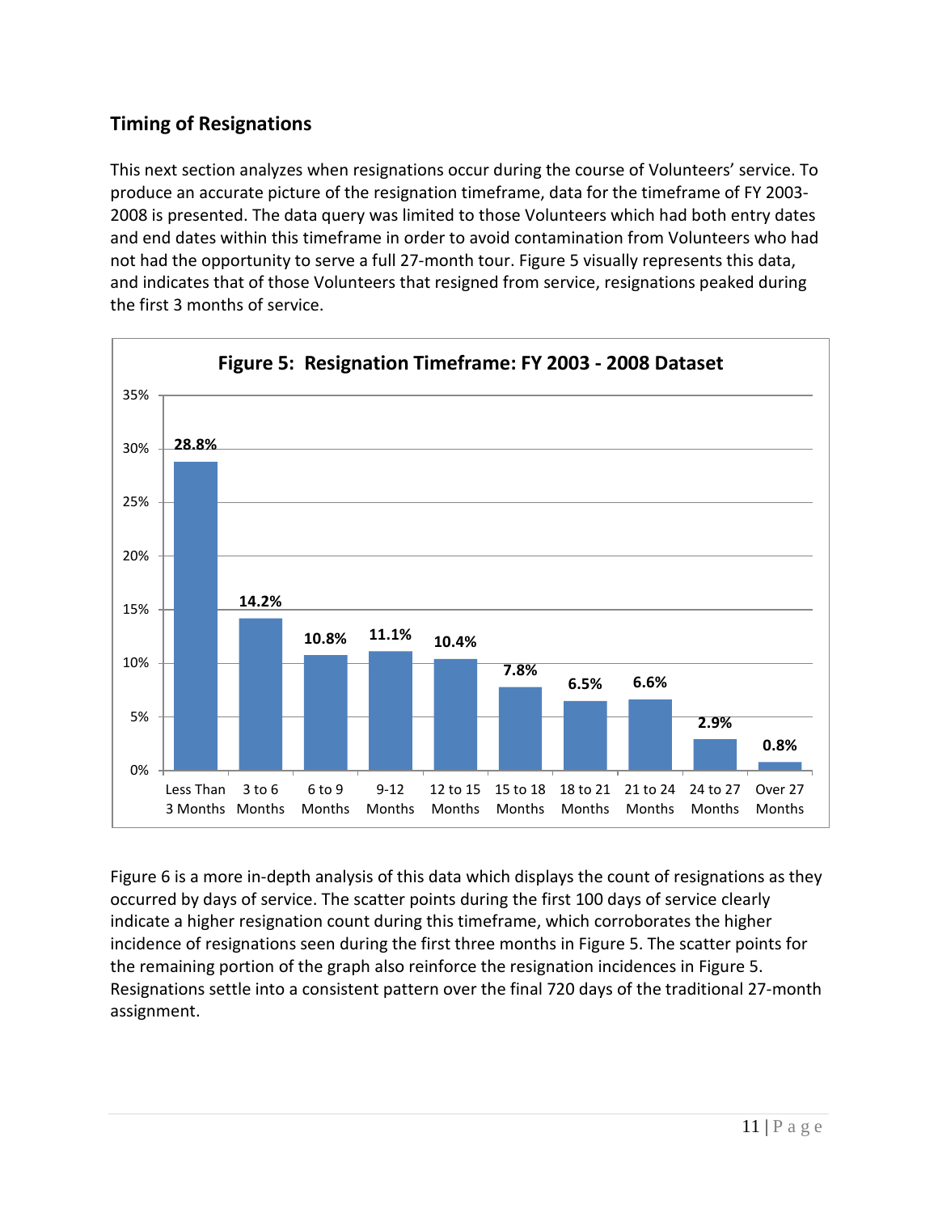## Timing of Resignations

This next section analyzes when resignations occur during the course of Volunteers' service. To produce an accurate picture of the resignation timeframe, data for the timeframe of FY 2003-2008 is presented. The data query was limited to those Volunteers which had both entry dates and end dates within this timeframe in order to avoid contamination from Volunteers who had not had the opportunity to serve a full 27-month tour. Figure 5 visually represents this data, and indicates that of those Volunteers that resigned from service, resignations peaked during the first 3 months of service.

**Figure 5: Resignation Timeframe: FY 2003 - 2008 Dataset**

| Timeframe | Percentage |
|---|---|
| Less Than 3 Months | 28.8% |
| 3 to 6 Months | 14.2% |
| 6 to 9 Months | 10.8% |
| 9-12 Months | 11.1% |
| 12 to 15 Months | 10.4% |
| 15 to 18 Months | 7.8% |
| 18 to 21 Months | 6.5% |
| 21 to 24 Months | 6.6% |
| 24 to 27 Months | 2.9% |
| Over 27 Months | 0.8% |

Figure 6 is a more in-depth analysis of this data which displays the count of resignations as they occurred by days of service. The scatter points during the first 100 days of service clearly indicate a higher resignation count during this timeframe, which corroborates the higher incidence of resignations seen during the first three months in Figure 5. The scatter points for the remaining portion of the graph also reinforce the resignation incidences in Figure 5. Resignations settle into a consistent pattern over the final 720 days of the traditional 27-month assignment.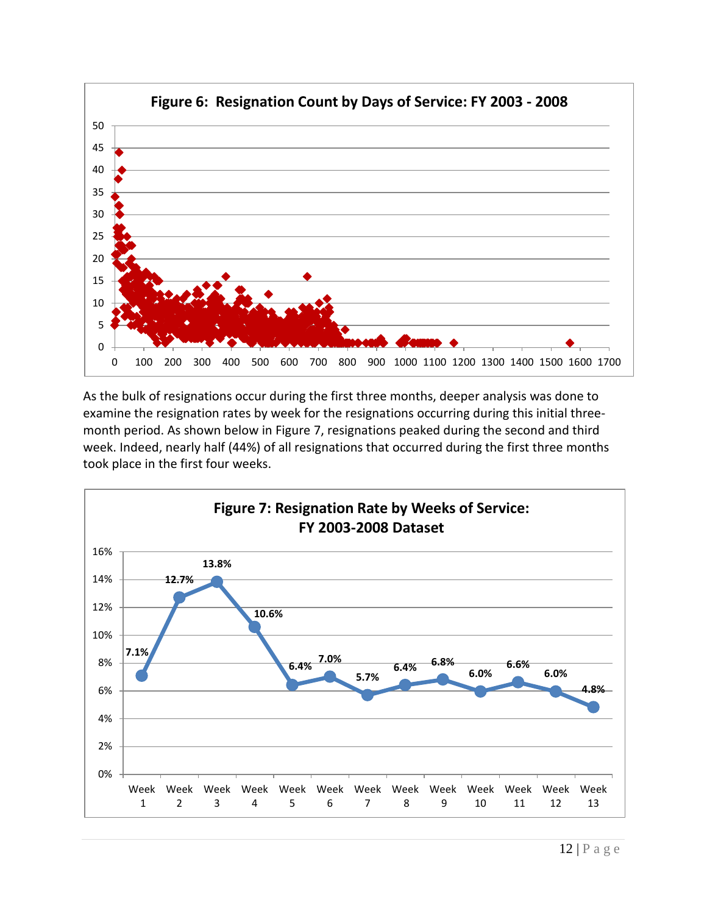**Figure 6: Resignation Count by Days of Service: FY 2003 - 2008**

As the bulk of resignations occur during the first three months, deeper analysis was done to examine the resignation rates by week for the resignations occurring during this initial three-month period. As shown below in Figure 7, resignations peaked during the second and third week. Indeed, nearly half (44%) of all resignations that occurred during the first three months took place in the first four weeks.

**Figure 7: Resignation Rate by Weeks of Service: FY 2003-2008 Dataset**

| Week | Resignation Rate |
|---|---|
| Week 1 | 7.1% |
| Week 2 | 12.7% |
| Week 3 | 13.8% |
| Week 4 | 10.6% |
| Week 5 | 6.4% |
| Week 6 | 7.0% |
| Week 7 | 5.7% |
| Week 8 | 6.4% |
| Week 9 | 6.8% |
| Week 10 | 6.0% |
| Week 11 | 6.6% |
| Week 12 | 6.0% |
| Week 13 | 4.8% |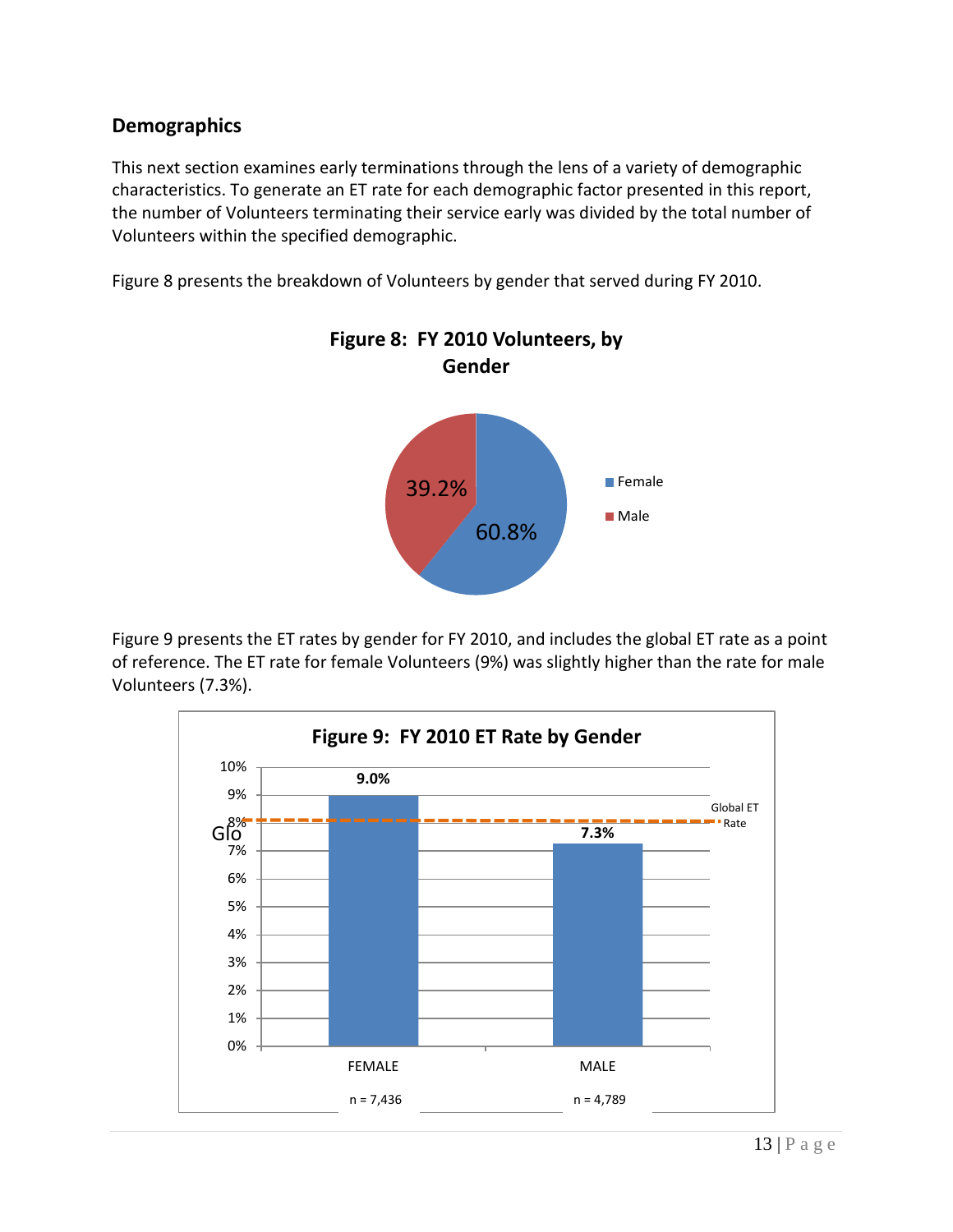## Demographics

This next section examines early terminations through the lens of a variety of demographic characteristics. To generate an ET rate for each demographic factor presented in this report, the number of Volunteers terminating their service early was divided by the total number of Volunteers within the specified demographic.

Figure 8 presents the breakdown of Volunteers by gender that served during FY 2010.

**Figure 8: FY 2010 Volunteers, by Gender**

| Gender | Percent |
|---|---|
| Female | 60.8% |
| Male | 39.2% |

Figure 9 presents the ET rates by gender for FY 2010, and includes the global ET rate as a point of reference. The ET rate for female Volunteers (9%) was slightly higher than the rate for male Volunteers (7.3%).

**Figure 9: FY 2010 ET Rate by Gender**

| Gender | ET Rate | n |
|---|---|---|
| FEMALE | 9.0% | n = 7,436 |
| MALE | 7.3% | n = 4,789 |

Global ET Rate (shown as reference line at approximately 8%)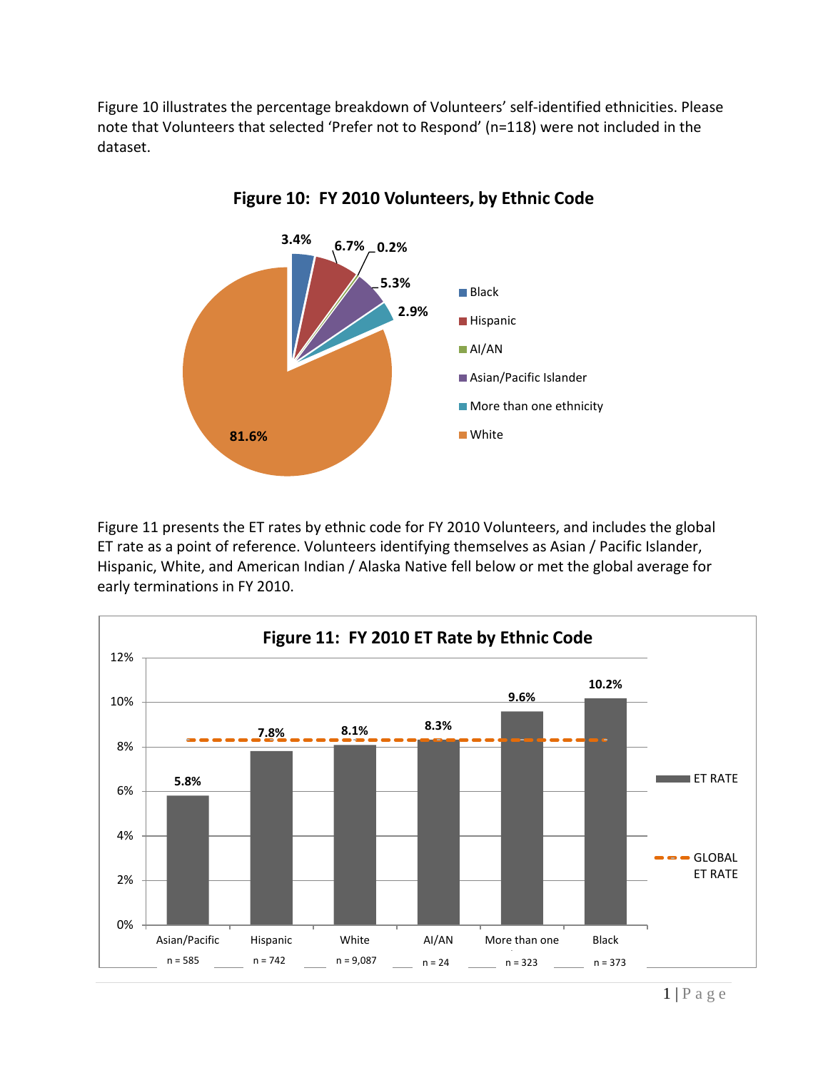Figure 10 illustrates the percentage breakdown of Volunteers' self-identified ethnicities. Please note that Volunteers that selected 'Prefer not to Respond' (n=118) were not included in the dataset.

**Figure 10: FY 2010 Volunteers, by Ethnic Code**

| Ethnic Code | Percentage |
|---|---|
| Black | 3.4% |
| Hispanic | 6.7% |
| AI/AN | 0.2% |
| Asian/Pacific Islander | 5.3% |
| More than one ethnicity | 2.9% |
| White | 81.6% |

Figure 11 presents the ET rates by ethnic code for FY 2010 Volunteers, and includes the global ET rate as a point of reference. Volunteers identifying themselves as Asian / Pacific Islander, Hispanic, White, and American Indian / Alaska Native fell below or met the global average for early terminations in FY 2010.

**Figure 11: FY 2010 ET Rate by Ethnic Code**

| Ethnic Code | n | ET Rate |
|---|---|---|
| Asian/Pacific | n = 585 | 5.8% |
| Hispanic | n = 742 | 7.8% |
| White | n = 9,087 | 8.1% |
| AI/AN | n = 24 | 8.3% |
| More than one | n = 323 | 9.6% |
| Black | n = 373 | 10.2% |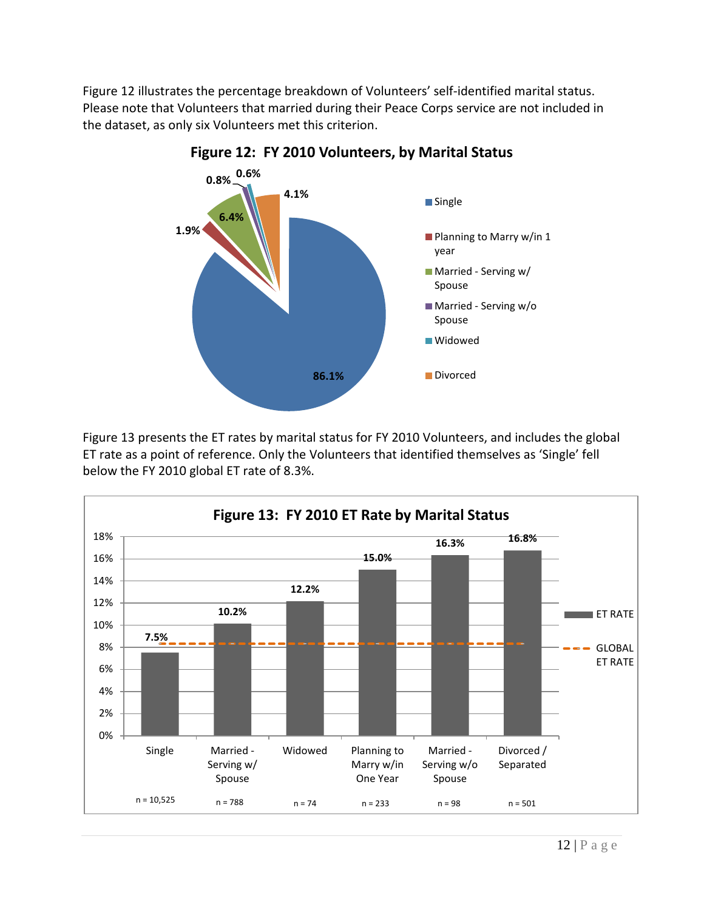Figure 12 illustrates the percentage breakdown of Volunteers' self-identified marital status. Please note that Volunteers that married during their Peace Corps service are not included in the dataset, as only six Volunteers met this criterion.

**Figure 12: FY 2010 Volunteers, by Marital Status**

| Marital Status | Percentage |
|---|---|
| Single | 86.1% |
| Planning to Marry w/in 1 year | 1.9% |
| Married - Serving w/ Spouse | 6.4% |
| Married - Serving w/o Spouse | 0.8% |
| Widowed | 0.6% |
| Divorced | 4.1% |

Figure 13 presents the ET rates by marital status for FY 2010 Volunteers, and includes the global ET rate as a point of reference. Only the Volunteers that identified themselves as 'Single' fell below the FY 2010 global ET rate of 8.3%.

**Figure 13: FY 2010 ET Rate by Marital Status**

| Marital Status | ET Rate | n |
|---|---|---|
| Single | 7.5% | n = 10,525 |
| Married - Serving w/ Spouse | 10.2% | n = 788 |
| Widowed | 12.2% | n = 74 |
| Planning to Marry w/in One Year | 15.0% | n = 233 |
| Married - Serving w/o Spouse | 16.3% | n = 98 |
| Divorced / Separated | 16.8% | n = 501 |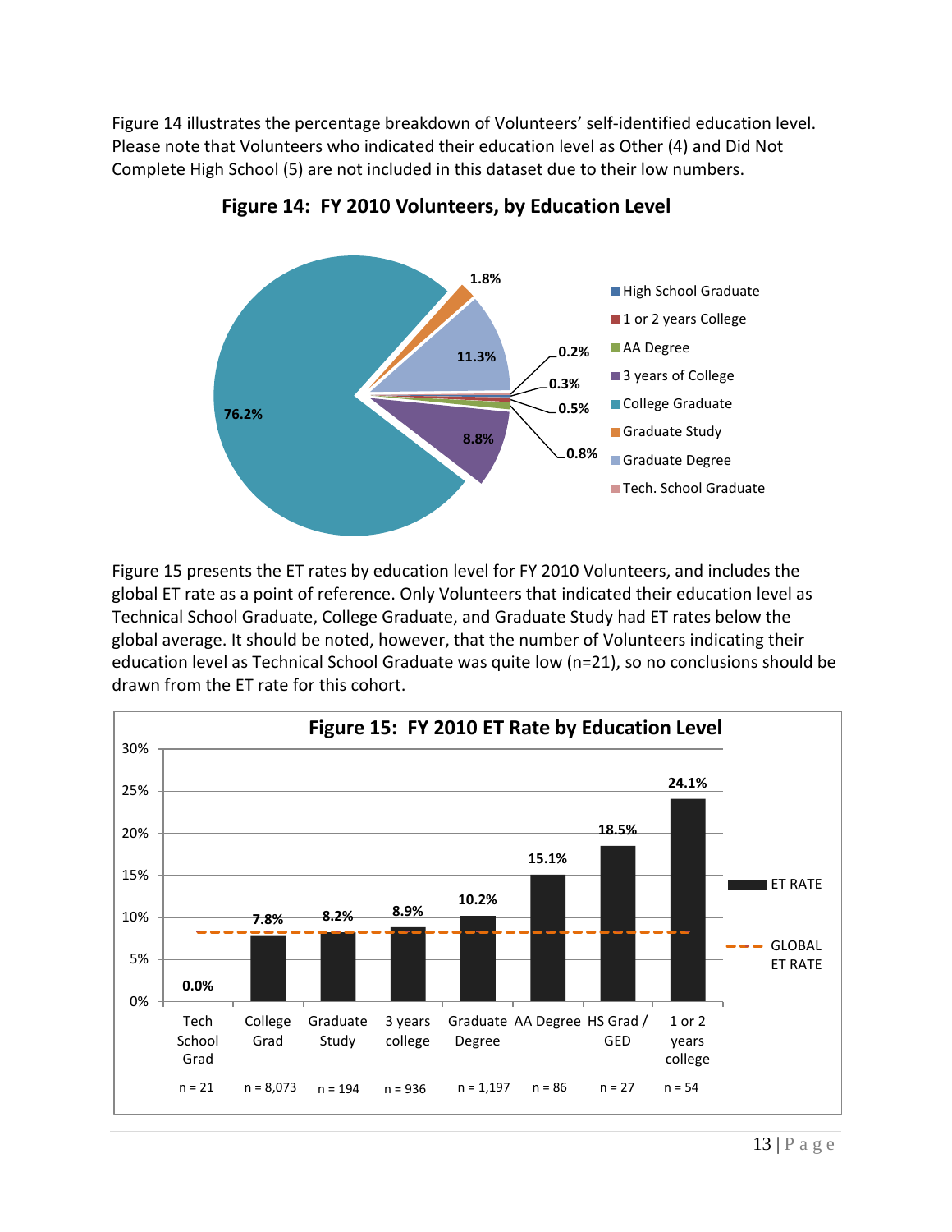Figure 14 illustrates the percentage breakdown of Volunteers' self-identified education level. Please note that Volunteers who indicated their education level as Other (4) and Did Not Complete High School (5) are not included in this dataset due to their low numbers.

**Figure 14: FY 2010 Volunteers, by Education Level**

| Education Level | Percentage |
|---|---|
| High School Graduate | 0.3% |
| 1 or 2 years College | 0.5% |
| AA Degree | 0.8% |
| 3 years of College | 8.8% |
| College Graduate | 76.2% |
| Graduate Study | 1.8% |
| Graduate Degree | 11.3% |
| Tech. School Graduate | 0.2% |

Figure 15 presents the ET rates by education level for FY 2010 Volunteers, and includes the global ET rate as a point of reference. Only Volunteers that indicated their education level as Technical School Graduate, College Graduate, and Graduate Study had ET rates below the global average. It should be noted, however, that the number of Volunteers indicating their education level as Technical School Graduate was quite low (n=21), so no conclusions should be drawn from the ET rate for this cohort.

**Figure 15: FY 2010 ET Rate by Education Level**

| Education Level | n | ET Rate |
|---|---|---|
| Tech School Grad | n = 21 | 0.0% |
| College Grad | n = 8,073 | 7.8% |
| Graduate Study | n = 194 | 8.2% |
| 3 years college | n = 936 | 8.9% |
| Graduate Degree | n = 1,197 | 10.2% |
| AA Degree | n = 86 | 15.1% |
| HS Grad / GED | n = 27 | 18.5% |
| 1 or 2 years college | n = 54 | 24.1% |

Legend: ET RATE; GLOBAL ET RATE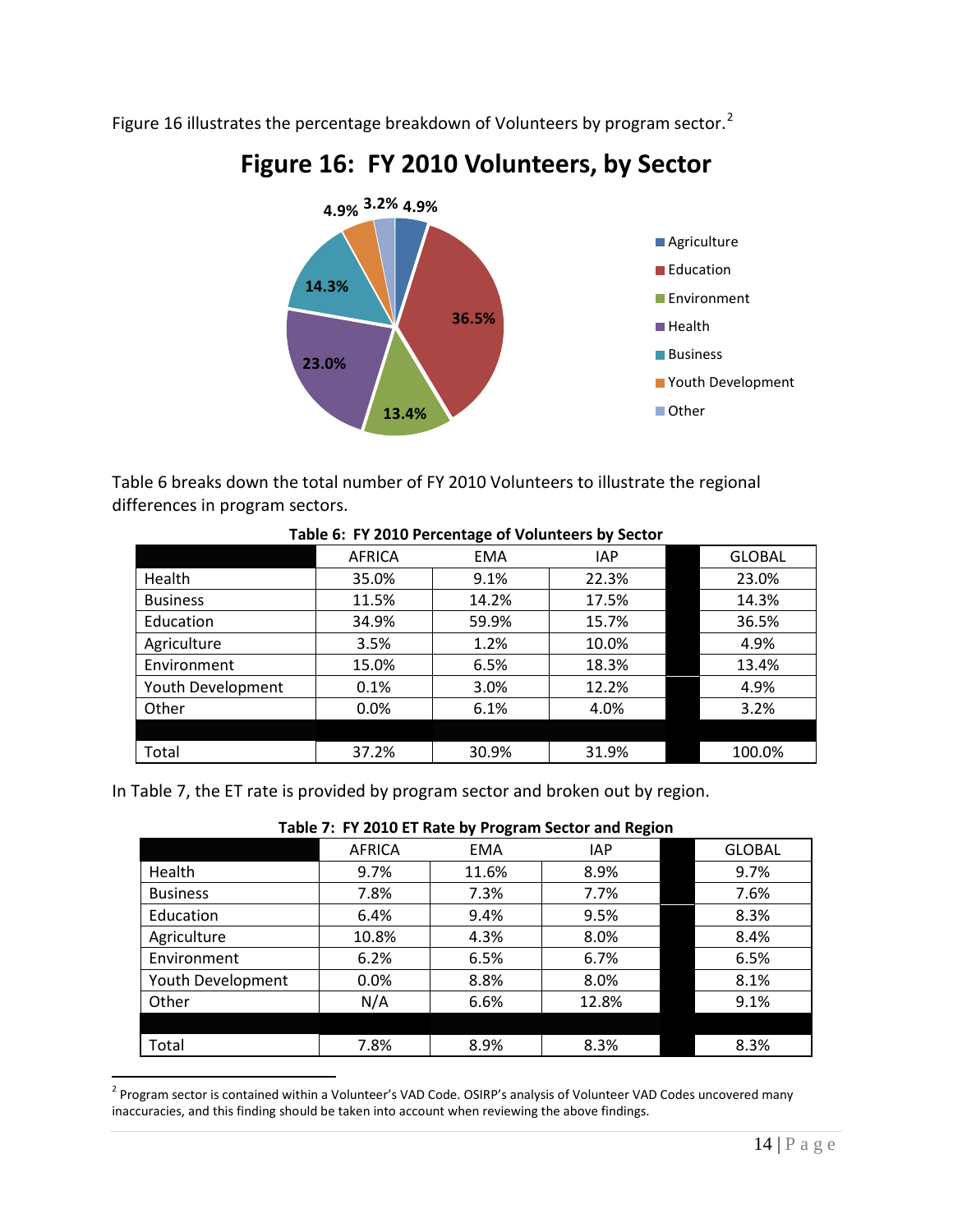Figure 16 illustrates the percentage breakdown of Volunteers by program sector.[2]

**Figure 16: FY 2010 Volunteers, by Sector**

Table 6 breaks down the total number of FY 2010 Volunteers to illustrate the regional differences in program sectors.

**Table 6: FY 2010 Percentage of Volunteers by Sector**

| | AFRICA | EMA | IAP | | GLOBAL |
|---|---|---|---|---|---|
| Health | 35.0% | 9.1% | 22.3% | | 23.0% |
| Business | 11.5% | 14.2% | 17.5% | | 14.3% |
| Education | 34.9% | 59.9% | 15.7% | | 36.5% |
| Agriculture | 3.5% | 1.2% | 10.0% | | 4.9% |
| Environment | 15.0% | 6.5% | 18.3% | | 13.4% |
| Youth Development | 0.1% | 3.0% | 12.2% | | 4.9% |
| Other | 0.0% | 6.1% | 4.0% | | 3.2% |
| | | | | | |
| Total | 37.2% | 30.9% | 31.9% | | 100.0% |

In Table 7, the ET rate is provided by program sector and broken out by region.

**Table 7: FY 2010 ET Rate by Program Sector and Region**

| | AFRICA | EMA | IAP | | GLOBAL |
|---|---|---|---|---|---|
| Health | 9.7% | 11.6% | 8.9% | | 9.7% |
| Business | 7.8% | 7.3% | 7.7% | | 7.6% |
| Education | 6.4% | 9.4% | 9.5% | | 8.3% |
| Agriculture | 10.8% | 4.3% | 8.0% | | 8.4% |
| Environment | 6.2% | 6.5% | 6.7% | | 6.5% |
| Youth Development | 0.0% | 8.8% | 8.0% | | 8.1% |
| Other | N/A | 6.6% | 12.8% | | 9.1% |
| | | | | | |
| Total | 7.8% | 8.9% | 8.3% | | 8.3% |

[2] Program sector is contained within a Volunteer's VAD Code. OSIRP's analysis of Volunteer VAD Codes uncovered many inaccuracies, and this finding should be taken into account when reviewing the above findings.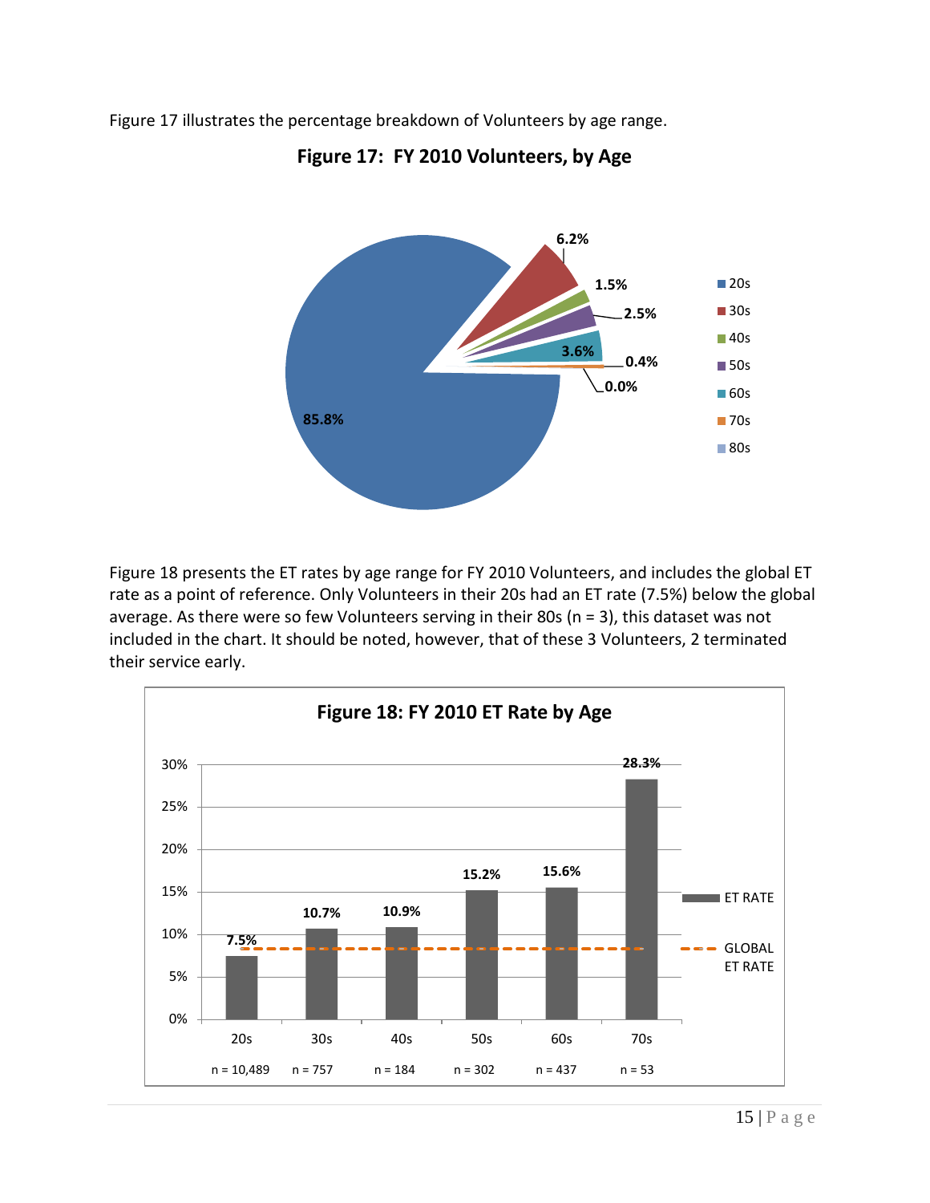Figure 17 illustrates the percentage breakdown of Volunteers by age range.

**Figure 17: FY 2010 Volunteers, by Age**

| Age | Percentage |
|---|---|
| 20s | 85.8% |
| 30s | 6.2% |
| 40s | 1.5% |
| 50s | 2.5% |
| 60s | 3.6% |
| 70s | 0.4% |
| 80s | 0.0% |

Figure 18 presents the ET rates by age range for FY 2010 Volunteers, and includes the global ET rate as a point of reference. Only Volunteers in their 20s had an ET rate (7.5%) below the global average. As there were so few Volunteers serving in their 80s (n = 3), this dataset was not included in the chart. It should be noted, however, that of these 3 Volunteers, 2 terminated their service early.

**Figure 18: FY 2010 ET Rate by Age**

| Age | n | ET Rate |
|---|---|---|
| 20s | n = 10,489 | 7.5% |
| 30s | n = 757 | 10.7% |
| 40s | n = 184 | 10.9% |
| 50s | n = 302 | 15.2% |
| 60s | n = 437 | 15.6% |
| 70s | n = 53 | 28.3% |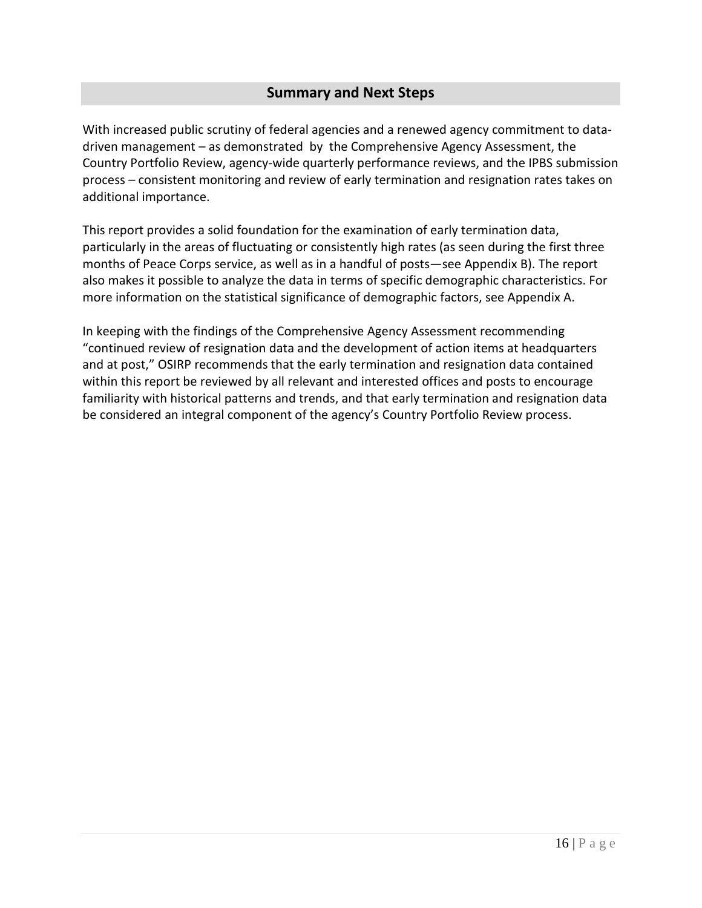## Summary and Next Steps

With increased public scrutiny of federal agencies and a renewed agency commitment to data-driven management – as demonstrated by the Comprehensive Agency Assessment, the Country Portfolio Review, agency-wide quarterly performance reviews, and the IPBS submission process – consistent monitoring and review of early termination and resignation rates takes on additional importance.

This report provides a solid foundation for the examination of early termination data, particularly in the areas of fluctuating or consistently high rates (as seen during the first three months of Peace Corps service, as well as in a handful of posts—see Appendix B). The report also makes it possible to analyze the data in terms of specific demographic characteristics. For more information on the statistical significance of demographic factors, see Appendix A.

In keeping with the findings of the Comprehensive Agency Assessment recommending "continued review of resignation data and the development of action items at headquarters and at post," OSIRP recommends that the early termination and resignation data contained within this report be reviewed by all relevant and interested offices and posts to encourage familiarity with historical patterns and trends, and that early termination and resignation data be considered an integral component of the agency's Country Portfolio Review process.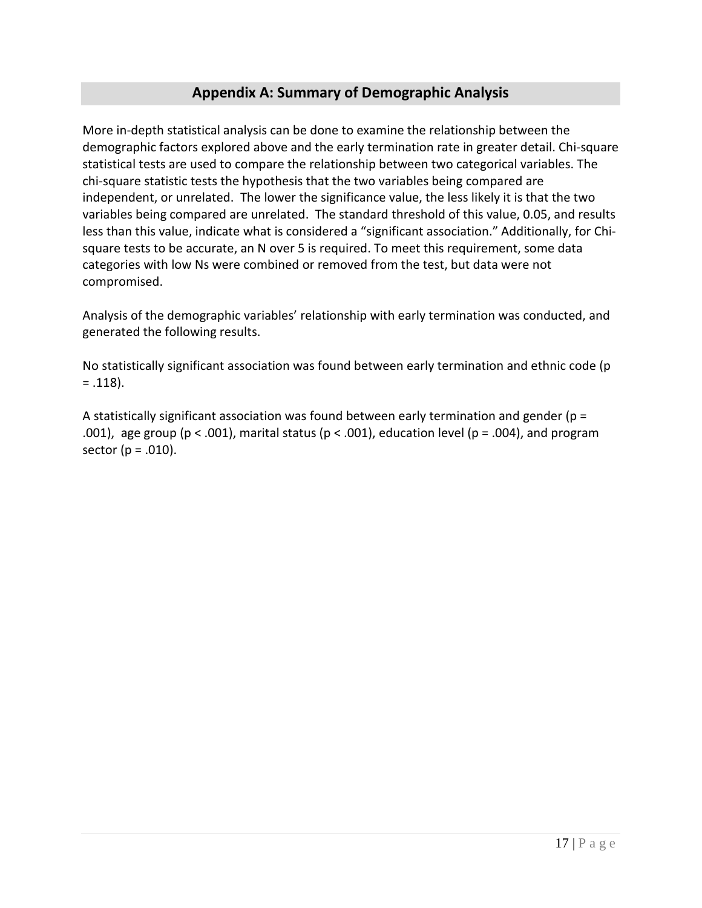## Appendix A: Summary of Demographic Analysis

More in-depth statistical analysis can be done to examine the relationship between the demographic factors explored above and the early termination rate in greater detail. Chi-square statistical tests are used to compare the relationship between two categorical variables. The chi-square statistic tests the hypothesis that the two variables being compared are independent, or unrelated. The lower the significance value, the less likely it is that the two variables being compared are unrelated. The standard threshold of this value, 0.05, and results less than this value, indicate what is considered a "significant association." Additionally, for Chi-square tests to be accurate, an N over 5 is required. To meet this requirement, some data categories with low Ns were combined or removed from the test, but data were not compromised.

Analysis of the demographic variables' relationship with early termination was conducted, and generated the following results.

No statistically significant association was found between early termination and ethnic code ($p = .118$).

A statistically significant association was found between early termination and gender ($p = .001$), age group ($p < .001$), marital status ($p < .001$), education level ($p = .004$), and program sector ($p = .010$).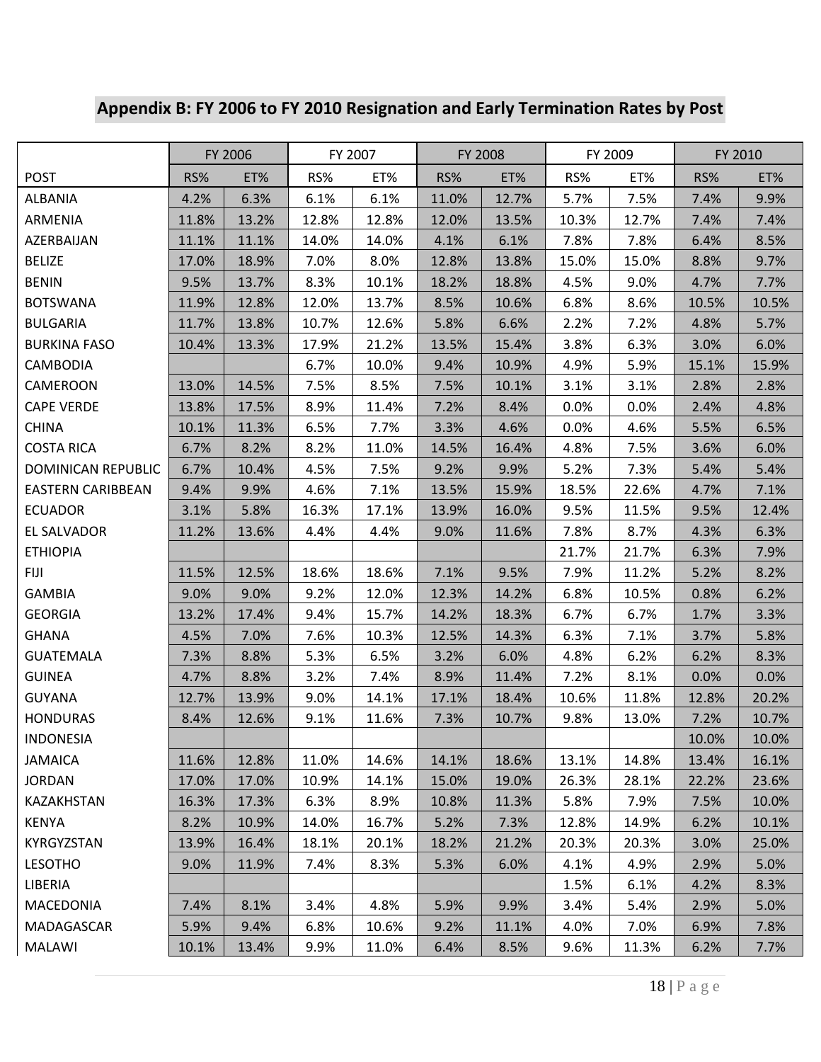## Appendix B: FY 2006 to FY 2010 Resignation and Early Termination Rates by Post

| | FY 2006 | | FY 2007 | | FY 2008 | | FY 2009 | | FY 2010 | |
|---|---|---|---|---|---|---|---|---|---|---|
| POST | RS% | ET% | RS% | ET% | RS% | ET% | RS% | ET% | RS% | ET% |
| ALBANIA | 4.2% | 6.3% | 6.1% | 6.1% | 11.0% | 12.7% | 5.7% | 7.5% | 7.4% | 9.9% |
| ARMENIA | 11.8% | 13.2% | 12.8% | 12.8% | 12.0% | 13.5% | 10.3% | 12.7% | 7.4% | 7.4% |
| AZERBAIJAN | 11.1% | 11.1% | 14.0% | 14.0% | 4.1% | 6.1% | 7.8% | 7.8% | 6.4% | 8.5% |
| BELIZE | 17.0% | 18.9% | 7.0% | 8.0% | 12.8% | 13.8% | 15.0% | 15.0% | 8.8% | 9.7% |
| BENIN | 9.5% | 13.7% | 8.3% | 10.1% | 18.2% | 18.8% | 4.5% | 9.0% | 4.7% | 7.7% |
| BOTSWANA | 11.9% | 12.8% | 12.0% | 13.7% | 8.5% | 10.6% | 6.8% | 8.6% | 10.5% | 10.5% |
| BULGARIA | 11.7% | 13.8% | 10.7% | 12.6% | 5.8% | 6.6% | 2.2% | 7.2% | 4.8% | 5.7% |
| BURKINA FASO | 10.4% | 13.3% | 17.9% | 21.2% | 13.5% | 15.4% | 3.8% | 6.3% | 3.0% | 6.0% |
| CAMBODIA | | | 6.7% | 10.0% | 9.4% | 10.9% | 4.9% | 5.9% | 15.1% | 15.9% |
| CAMEROON | 13.0% | 14.5% | 7.5% | 8.5% | 7.5% | 10.1% | 3.1% | 3.1% | 2.8% | 2.8% |
| CAPE VERDE | 13.8% | 17.5% | 8.9% | 11.4% | 7.2% | 8.4% | 0.0% | 0.0% | 2.4% | 4.8% |
| CHINA | 10.1% | 11.3% | 6.5% | 7.7% | 3.3% | 4.6% | 0.0% | 4.6% | 5.5% | 6.5% |
| COSTA RICA | 6.7% | 8.2% | 8.2% | 11.0% | 14.5% | 16.4% | 4.8% | 7.5% | 3.6% | 6.0% |
| DOMINICAN REPUBLIC | 6.7% | 10.4% | 4.5% | 7.5% | 9.2% | 9.9% | 5.2% | 7.3% | 5.4% | 5.4% |
| EASTERN CARIBBEAN | 9.4% | 9.9% | 4.6% | 7.1% | 13.5% | 15.9% | 18.5% | 22.6% | 4.7% | 7.1% |
| ECUADOR | 3.1% | 5.8% | 16.3% | 17.1% | 13.9% | 16.0% | 9.5% | 11.5% | 9.5% | 12.4% |
| EL SALVADOR | 11.2% | 13.6% | 4.4% | 4.4% | 9.0% | 11.6% | 7.8% | 8.7% | 4.3% | 6.3% |
| ETHIOPIA | | | | | | | 21.7% | 21.7% | 6.3% | 7.9% |
| FIJI | 11.5% | 12.5% | 18.6% | 18.6% | 7.1% | 9.5% | 7.9% | 11.2% | 5.2% | 8.2% |
| GAMBIA | 9.0% | 9.0% | 9.2% | 12.0% | 12.3% | 14.2% | 6.8% | 10.5% | 0.8% | 6.2% |
| GEORGIA | 13.2% | 17.4% | 9.4% | 15.7% | 14.2% | 18.3% | 6.7% | 6.7% | 1.7% | 3.3% |
| GHANA | 4.5% | 7.0% | 7.6% | 10.3% | 12.5% | 14.3% | 6.3% | 7.1% | 3.7% | 5.8% |
| GUATEMALA | 7.3% | 8.8% | 5.3% | 6.5% | 3.2% | 6.0% | 4.8% | 6.2% | 6.2% | 8.3% |
| GUINEA | 4.7% | 8.8% | 3.2% | 7.4% | 8.9% | 11.4% | 7.2% | 8.1% | 0.0% | 0.0% |
| GUYANA | 12.7% | 13.9% | 9.0% | 14.1% | 17.1% | 18.4% | 10.6% | 11.8% | 12.8% | 20.2% |
| HONDURAS | 8.4% | 12.6% | 9.1% | 11.6% | 7.3% | 10.7% | 9.8% | 13.0% | 7.2% | 10.7% |
| INDONESIA | | | | | | | | | 10.0% | 10.0% |
| JAMAICA | 11.6% | 12.8% | 11.0% | 14.6% | 14.1% | 18.6% | 13.1% | 14.8% | 13.4% | 16.1% |
| JORDAN | 17.0% | 17.0% | 10.9% | 14.1% | 15.0% | 19.0% | 26.3% | 28.1% | 22.2% | 23.6% |
| KAZAKHSTAN | 16.3% | 17.3% | 6.3% | 8.9% | 10.8% | 11.3% | 5.8% | 7.9% | 7.5% | 10.0% |
| KENYA | 8.2% | 10.9% | 14.0% | 16.7% | 5.2% | 7.3% | 12.8% | 14.9% | 6.2% | 10.1% |
| KYRGYZSTAN | 13.9% | 16.4% | 18.1% | 20.1% | 18.2% | 21.2% | 20.3% | 20.3% | 3.0% | 25.0% |
| LESOTHO | 9.0% | 11.9% | 7.4% | 8.3% | 5.3% | 6.0% | 4.1% | 4.9% | 2.9% | 5.0% |
| LIBERIA | | | | | | | 1.5% | 6.1% | 4.2% | 8.3% |
| MACEDONIA | 7.4% | 8.1% | 3.4% | 4.8% | 5.9% | 9.9% | 3.4% | 5.4% | 2.9% | 5.0% |
| MADAGASCAR | 5.9% | 9.4% | 6.8% | 10.6% | 9.2% | 11.1% | 4.0% | 7.0% | 6.9% | 7.8% |
| MALAWI | 10.1% | 13.4% | 9.9% | 11.0% | 6.4% | 8.5% | 9.6% | 11.3% | 6.2% | 7.7% |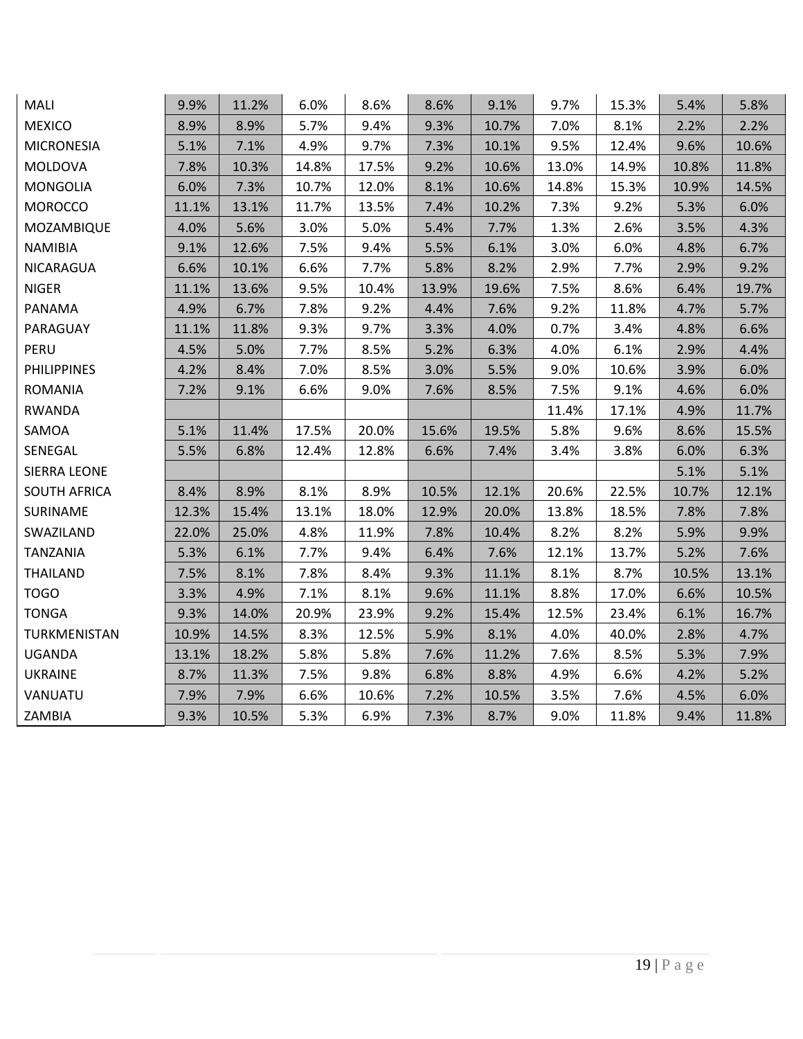| | | | | | | | | | | |
|---|---|---|---|---|---|---|---|---|---|---|
| MALI | 9.9% | 11.2% | 6.0% | 8.6% | 8.6% | 9.1% | 9.7% | 15.3% | 5.4% | 5.8% |
| MEXICO | 8.9% | 8.9% | 5.7% | 9.4% | 9.3% | 10.7% | 7.0% | 8.1% | 2.2% | 2.2% |
| MICRONESIA | 5.1% | 7.1% | 4.9% | 9.7% | 7.3% | 10.1% | 9.5% | 12.4% | 9.6% | 10.6% |
| MOLDOVA | 7.8% | 10.3% | 14.8% | 17.5% | 9.2% | 10.6% | 13.0% | 14.9% | 10.8% | 11.8% |
| MONGOLIA | 6.0% | 7.3% | 10.7% | 12.0% | 8.1% | 10.6% | 14.8% | 15.3% | 10.9% | 14.5% |
| MOROCCO | 11.1% | 13.1% | 11.7% | 13.5% | 7.4% | 10.2% | 7.3% | 9.2% | 5.3% | 6.0% |
| MOZAMBIQUE | 4.0% | 5.6% | 3.0% | 5.0% | 5.4% | 7.7% | 1.3% | 2.6% | 3.5% | 4.3% |
| NAMIBIA | 9.1% | 12.6% | 7.5% | 9.4% | 5.5% | 6.1% | 3.0% | 6.0% | 4.8% | 6.7% |
| NICARAGUA | 6.6% | 10.1% | 6.6% | 7.7% | 5.8% | 8.2% | 2.9% | 7.7% | 2.9% | 9.2% |
| NIGER | 11.1% | 13.6% | 9.5% | 10.4% | 13.9% | 19.6% | 7.5% | 8.6% | 6.4% | 19.7% |
| PANAMA | 4.9% | 6.7% | 7.8% | 9.2% | 4.4% | 7.6% | 9.2% | 11.8% | 4.7% | 5.7% |
| PARAGUAY | 11.1% | 11.8% | 9.3% | 9.7% | 3.3% | 4.0% | 0.7% | 3.4% | 4.8% | 6.6% |
| PERU | 4.5% | 5.0% | 7.7% | 8.5% | 5.2% | 6.3% | 4.0% | 6.1% | 2.9% | 4.4% |
| PHILIPPINES | 4.2% | 8.4% | 7.0% | 8.5% | 3.0% | 5.5% | 9.0% | 10.6% | 3.9% | 6.0% |
| ROMANIA | 7.2% | 9.1% | 6.6% | 9.0% | 7.6% | 8.5% | 7.5% | 9.1% | 4.6% | 6.0% |
| RWANDA | | | | | | | 11.4% | 17.1% | 4.9% | 11.7% |
| SAMOA | 5.1% | 11.4% | 17.5% | 20.0% | 15.6% | 19.5% | 5.8% | 9.6% | 8.6% | 15.5% |
| SENEGAL | 5.5% | 6.8% | 12.4% | 12.8% | 6.6% | 7.4% | 3.4% | 3.8% | 6.0% | 6.3% |
| SIERRA LEONE | | | | | | | | | 5.1% | 5.1% |
| SOUTH AFRICA | 8.4% | 8.9% | 8.1% | 8.9% | 10.5% | 12.1% | 20.6% | 22.5% | 10.7% | 12.1% |
| SURINAME | 12.3% | 15.4% | 13.1% | 18.0% | 12.9% | 20.0% | 13.8% | 18.5% | 7.8% | 7.8% |
| SWAZILAND | 22.0% | 25.0% | 4.8% | 11.9% | 7.8% | 10.4% | 8.2% | 8.2% | 5.9% | 9.9% |
| TANZANIA | 5.3% | 6.1% | 7.7% | 9.4% | 6.4% | 7.6% | 12.1% | 13.7% | 5.2% | 7.6% |
| THAILAND | 7.5% | 8.1% | 7.8% | 8.4% | 9.3% | 11.1% | 8.1% | 8.7% | 10.5% | 13.1% |
| TOGO | 3.3% | 4.9% | 7.1% | 8.1% | 9.6% | 11.1% | 8.8% | 17.0% | 6.6% | 10.5% |
| TONGA | 9.3% | 14.0% | 20.9% | 23.9% | 9.2% | 15.4% | 12.5% | 23.4% | 6.1% | 16.7% |
| TURKMENISTAN | 10.9% | 14.5% | 8.3% | 12.5% | 5.9% | 8.1% | 4.0% | 40.0% | 2.8% | 4.7% |
| UGANDA | 13.1% | 18.2% | 5.8% | 5.8% | 7.6% | 11.2% | 7.6% | 8.5% | 5.3% | 7.9% |
| UKRAINE | 8.7% | 11.3% | 7.5% | 9.8% | 6.8% | 8.8% | 4.9% | 6.6% | 4.2% | 5.2% |
| VANUATU | 7.9% | 7.9% | 6.6% | 10.6% | 7.2% | 10.5% | 3.5% | 7.6% | 4.5% | 6.0% |
| ZAMBIA | 9.3% | 10.5% | 5.3% | 6.9% | 7.3% | 8.7% | 9.0% | 11.8% | 9.4% | 11.8% |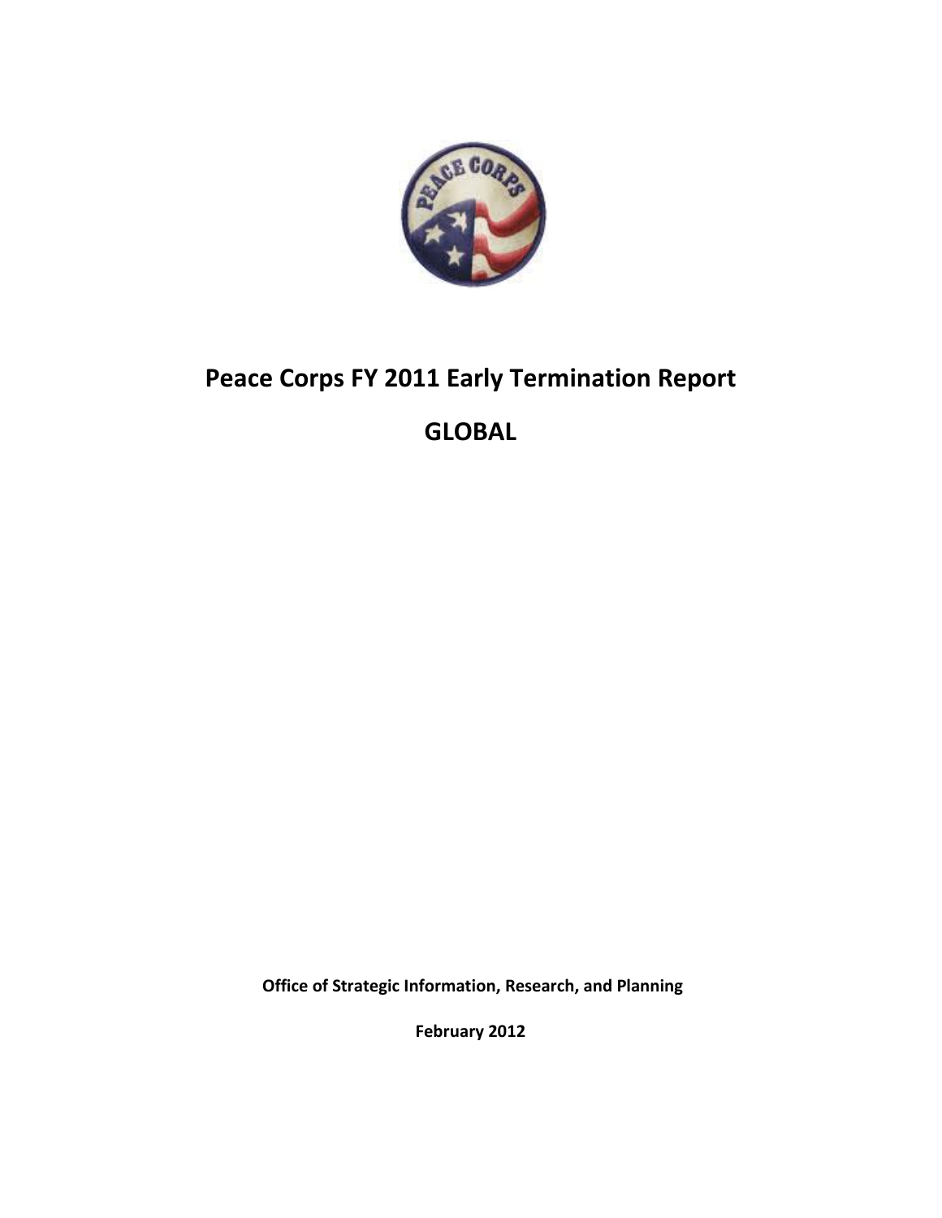# Peace Corps FY 2011 Early Termination Report

# GLOBAL

**Office of Strategic Information, Research, and Planning**

**February 2012**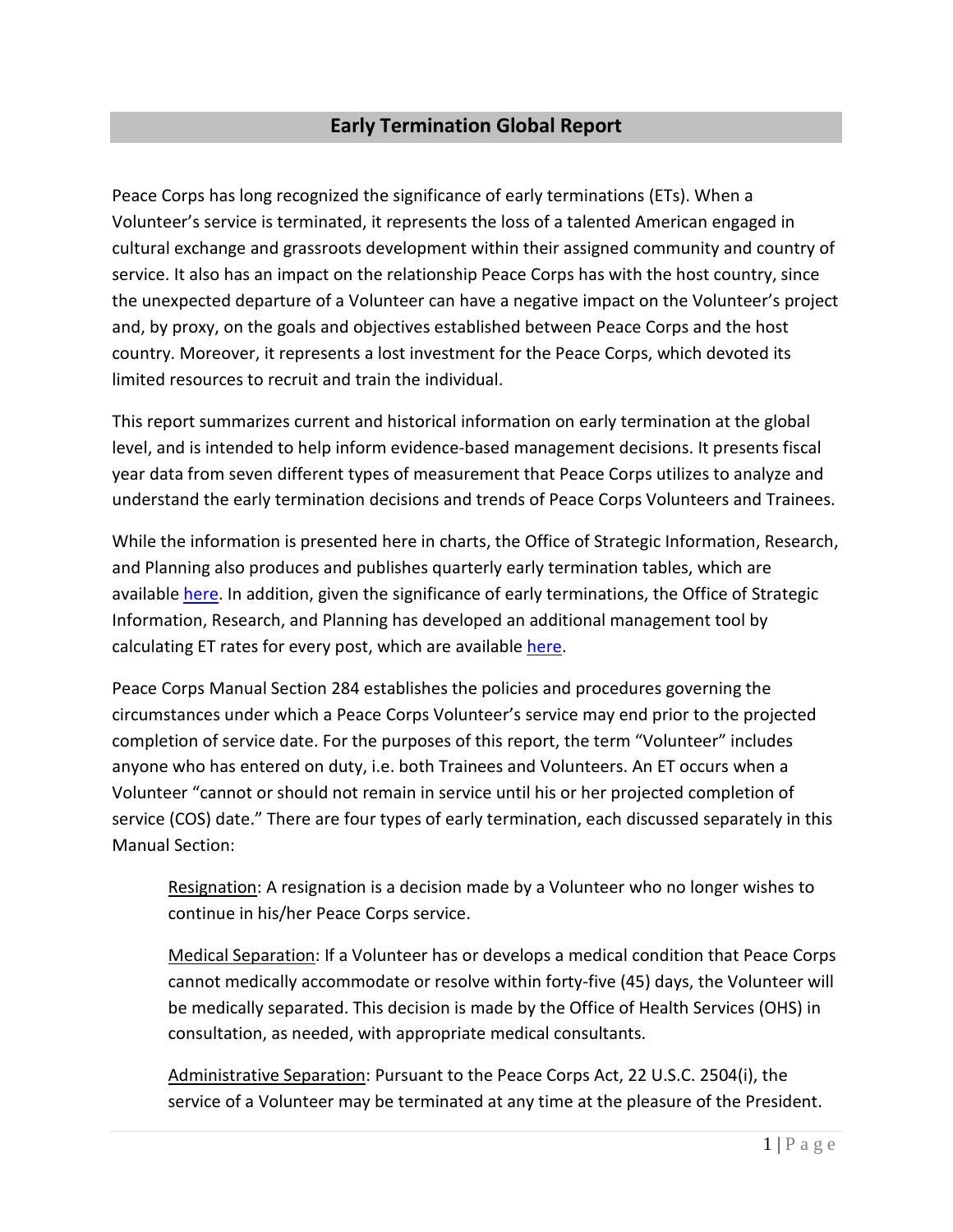# Early Termination Global Report

Peace Corps has long recognized the significance of early terminations (ETs). When a Volunteer's service is terminated, it represents the loss of a talented American engaged in cultural exchange and grassroots development within their assigned community and country of service. It also has an impact on the relationship Peace Corps has with the host country, since the unexpected departure of a Volunteer can have a negative impact on the Volunteer's project and, by proxy, on the goals and objectives established between Peace Corps and the host country. Moreover, it represents a lost investment for the Peace Corps, which devoted its limited resources to recruit and train the individual.

This report summarizes current and historical information on early termination at the global level, and is intended to help inform evidence-based management decisions. It presents fiscal year data from seven different types of measurement that Peace Corps utilizes to analyze and understand the early termination decisions and trends of Peace Corps Volunteers and Trainees.

While the information is presented here in charts, the Office of Strategic Information, Research, and Planning also produces and publishes quarterly early termination tables, which are available here. In addition, given the significance of early terminations, the Office of Strategic Information, Research, and Planning has developed an additional management tool by calculating ET rates for every post, which are available here.

Peace Corps Manual Section 284 establishes the policies and procedures governing the circumstances under which a Peace Corps Volunteer's service may end prior to the projected completion of service date. For the purposes of this report, the term "Volunteer" includes anyone who has entered on duty, i.e. both Trainees and Volunteers. An ET occurs when a Volunteer "cannot or should not remain in service until his or her projected completion of service (COS) date." There are four types of early termination, each discussed separately in this Manual Section:

> Resignation: A resignation is a decision made by a Volunteer who no longer wishes to continue in his/her Peace Corps service.
>
> Medical Separation: If a Volunteer has or develops a medical condition that Peace Corps cannot medically accommodate or resolve within forty-five (45) days, the Volunteer will be medically separated. This decision is made by the Office of Health Services (OHS) in consultation, as needed, with appropriate medical consultants.
>
> Administrative Separation: Pursuant to the Peace Corps Act, 22 U.S.C. 2504(i), the service of a Volunteer may be terminated at any time at the pleasure of the President.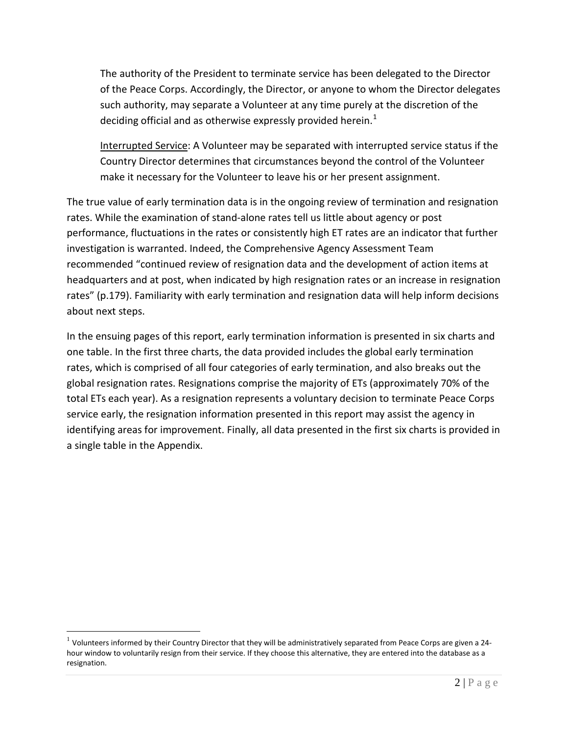> The authority of the President to terminate service has been delegated to the Director of the Peace Corps. Accordingly, the Director, or anyone to whom the Director delegates such authority, may separate a Volunteer at any time purely at the discretion of the deciding official and as otherwise expressly provided herein.[1]
>
> Interrupted Service: A Volunteer may be separated with interrupted service status if the Country Director determines that circumstances beyond the control of the Volunteer make it necessary for the Volunteer to leave his or her present assignment.

The true value of early termination data is in the ongoing review of termination and resignation rates. While the examination of stand-alone rates tell us little about agency or post performance, fluctuations in the rates or consistently high ET rates are an indicator that further investigation is warranted. Indeed, the Comprehensive Agency Assessment Team recommended "continued review of resignation data and the development of action items at headquarters and at post, when indicated by high resignation rates or an increase in resignation rates" (p.179). Familiarity with early termination and resignation data will help inform decisions about next steps.

In the ensuing pages of this report, early termination information is presented in six charts and one table. In the first three charts, the data provided includes the global early termination rates, which is comprised of all four categories of early termination, and also breaks out the global resignation rates. Resignations comprise the majority of ETs (approximately 70% of the total ETs each year). As a resignation represents a voluntary decision to terminate Peace Corps service early, the resignation information presented in this report may assist the agency in identifying areas for improvement. Finally, all data presented in the first six charts is provided in a single table in the Appendix.

---

[1] Volunteers informed by their Country Director that they will be administratively separated from Peace Corps are given a 24-hour window to voluntarily resign from their service. If they choose this alternative, they are entered into the database as a resignation.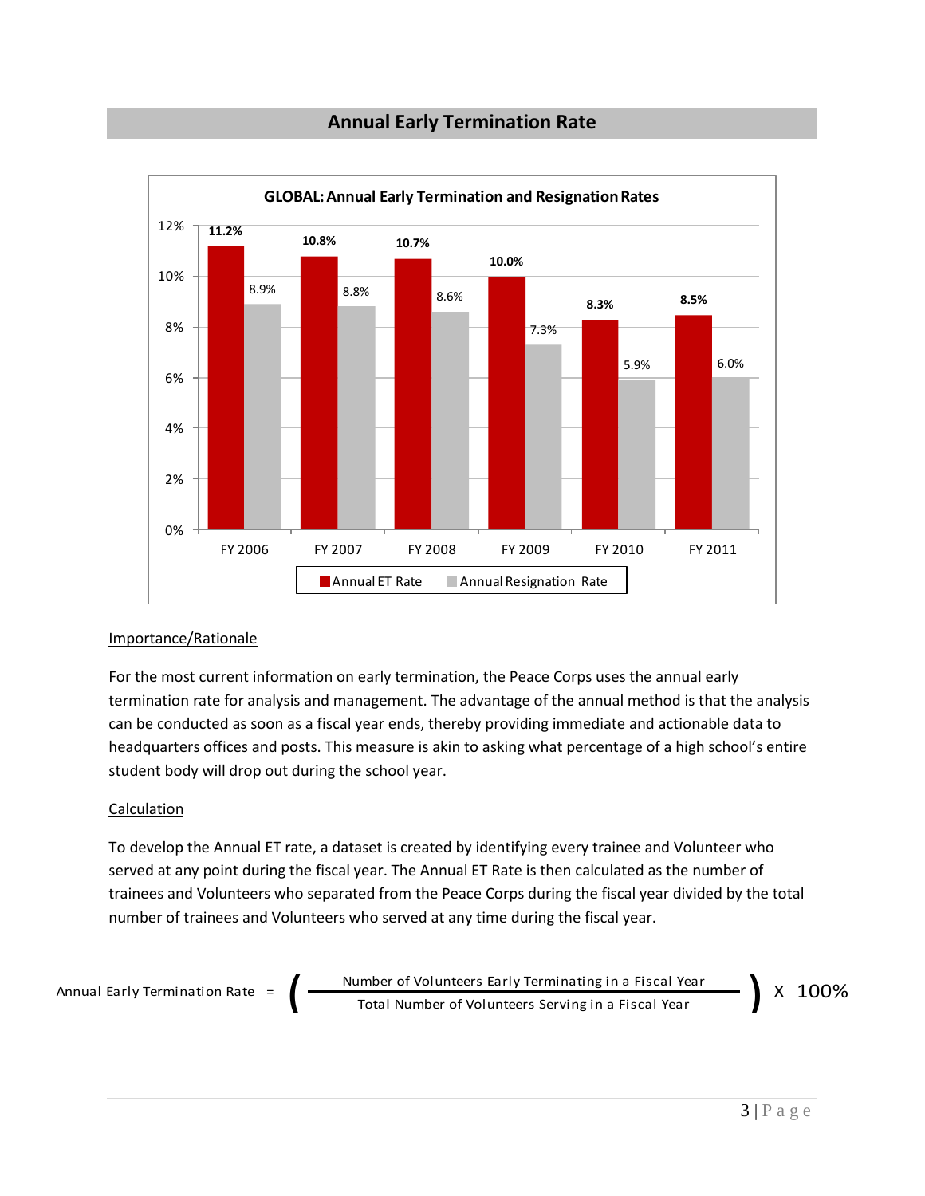## Annual Early Termination Rate

**GLOBAL: Annual Early Termination and Resignation Rates**

| | FY 2006 | FY 2007 | FY 2008 | FY 2009 | FY 2010 | FY 2011 |
|---|---|---|---|---|---|---|
| Annual ET Rate | 11.2% | 10.8% | 10.7% | 10.0% | 8.3% | 8.5% |
| Annual Resignation Rate | 8.9% | 8.8% | 8.6% | 7.3% | 5.9% | 6.0% |

Importance/Rationale

For the most current information on early termination, the Peace Corps uses the annual early termination rate for analysis and management. The advantage of the annual method is that the analysis can be conducted as soon as a fiscal year ends, thereby providing immediate and actionable data to headquarters offices and posts. This measure is akin to asking what percentage of a high school's entire student body will drop out during the school year.

Calculation

To develop the Annual ET rate, a dataset is created by identifying every trainee and Volunteer who served at any point during the fiscal year. The Annual ET Rate is then calculated as the number of trainees and Volunteers who separated from the Peace Corps during the fiscal year divided by the total number of trainees and Volunteers who served at any time during the fiscal year.

$$\text{Annual Early Termination Rate} = \left( \frac{\text{Number of Volunteers Early Terminating in a Fiscal Year}}{\text{Total Number of Volunteers Serving in a Fiscal Year}} \right) \times 100\%$$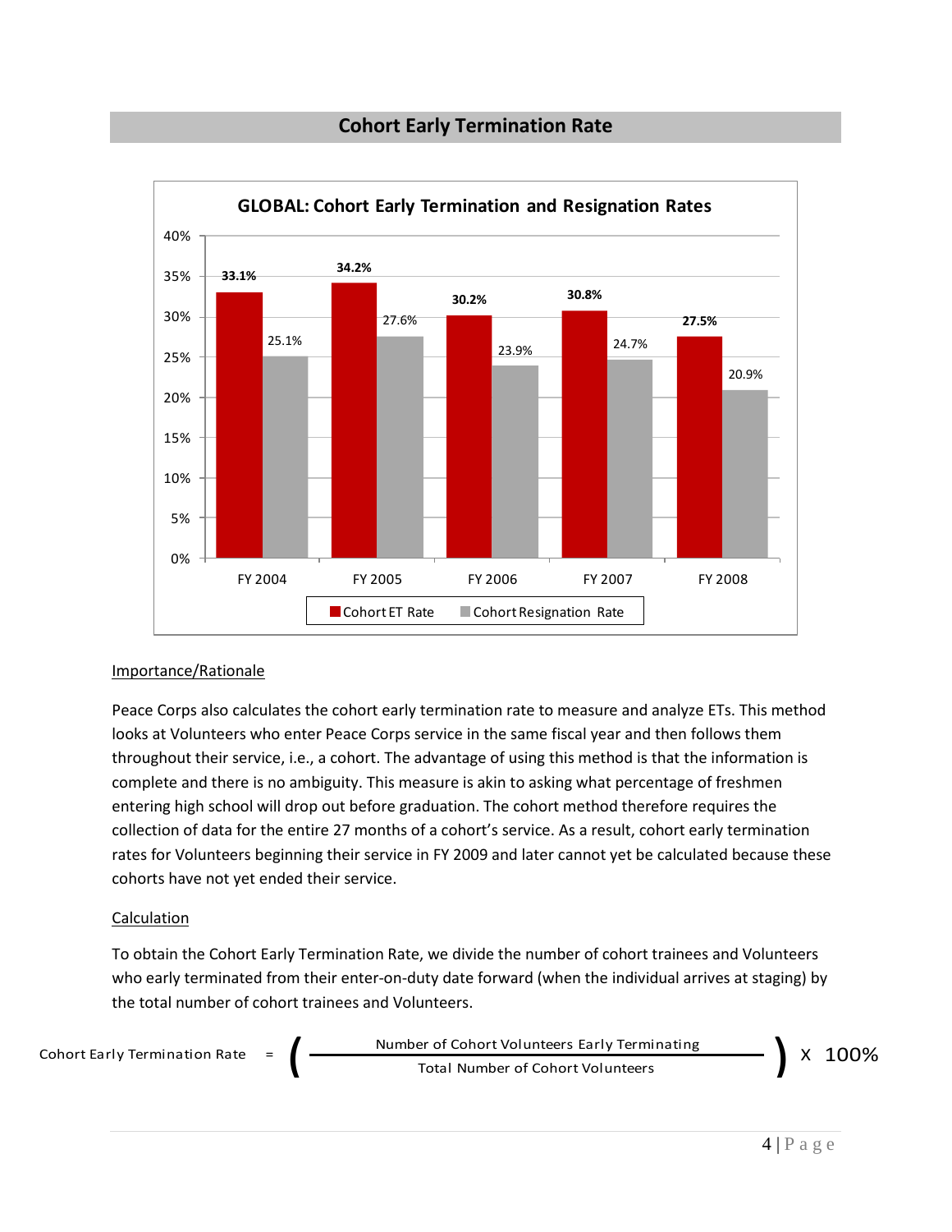## Cohort Early Termination Rate

**GLOBAL: Cohort Early Termination and Resignation Rates**

| | Cohort ET Rate | Cohort Resignation Rate |
|---|---|---|
| FY 2004 | 33.1% | 25.1% |
| FY 2005 | 34.2% | 27.6% |
| FY 2006 | 30.2% | 23.9% |
| FY 2007 | 30.8% | 24.7% |
| FY 2008 | 27.5% | 20.9% |

<u>Importance/Rationale</u>

Peace Corps also calculates the cohort early termination rate to measure and analyze ETs. This method looks at Volunteers who enter Peace Corps service in the same fiscal year and then follows them throughout their service, i.e., a cohort. The advantage of using this method is that the information is complete and there is no ambiguity. This measure is akin to asking what percentage of freshmen entering high school will drop out before graduation. The cohort method therefore requires the collection of data for the entire 27 months of a cohort's service. As a result, cohort early termination rates for Volunteers beginning their service in FY 2009 and later cannot yet be calculated because these cohorts have not yet ended their service.

<u>Calculation</u>

To obtain the Cohort Early Termination Rate, we divide the number of cohort trainees and Volunteers who early terminated from their enter-on-duty date forward (when the individual arrives at staging) by the total number of cohort trainees and Volunteers.

$$\text{Cohort Early Termination Rate} = \left( \frac{\text{Number of Cohort Volunteers Early Terminating}}{\text{Total Number of Cohort Volunteers}} \right) \times 100\%$$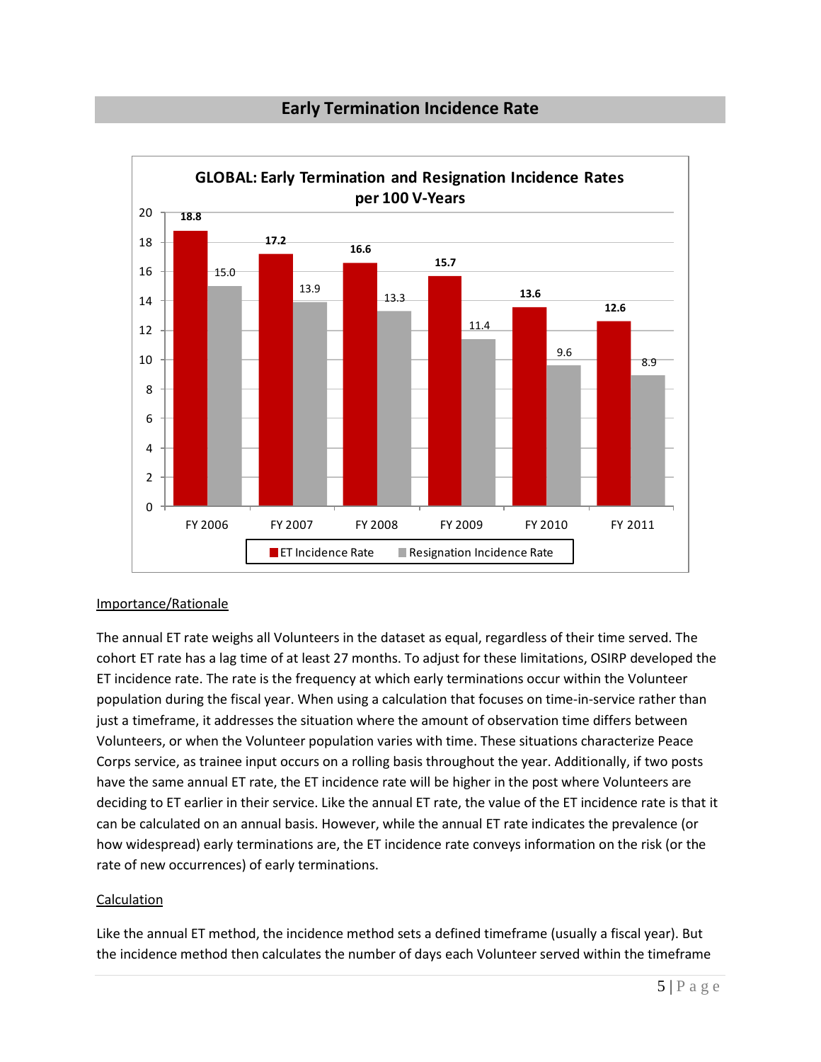## Early Termination Incidence Rate

**GLOBAL: Early Termination and Resignation Incidence Rates per 100 V-Years**

| | FY 2006 | FY 2007 | FY 2008 | FY 2009 | FY 2010 | FY 2011 |
|---|---|---|---|---|---|---|
| ET Incidence Rate | 18.8 | 17.2 | 16.6 | 15.7 | 13.6 | 12.6 |
| Resignation Incidence Rate | 15.0 | 13.9 | 13.3 | 11.4 | 9.6 | 8.9 |

### Importance/Rationale

The annual ET rate weighs all Volunteers in the dataset as equal, regardless of their time served. The cohort ET rate has a lag time of at least 27 months. To adjust for these limitations, OSIRP developed the ET incidence rate. The rate is the frequency at which early terminations occur within the Volunteer population during the fiscal year. When using a calculation that focuses on time-in-service rather than just a timeframe, it addresses the situation where the amount of observation time differs between Volunteers, or when the Volunteer population varies with time. These situations characterize Peace Corps service, as trainee input occurs on a rolling basis throughout the year. Additionally, if two posts have the same annual ET rate, the ET incidence rate will be higher in the post where Volunteers are deciding to ET earlier in their service. Like the annual ET rate, the value of the ET incidence rate is that it can be calculated on an annual basis. However, while the annual ET rate indicates the prevalence (or how widespread) early terminations are, the ET incidence rate conveys information on the risk (or the rate of new occurrences) of early terminations.

### Calculation

Like the annual ET method, the incidence method sets a defined timeframe (usually a fiscal year). But the incidence method then calculates the number of days each Volunteer served within the timeframe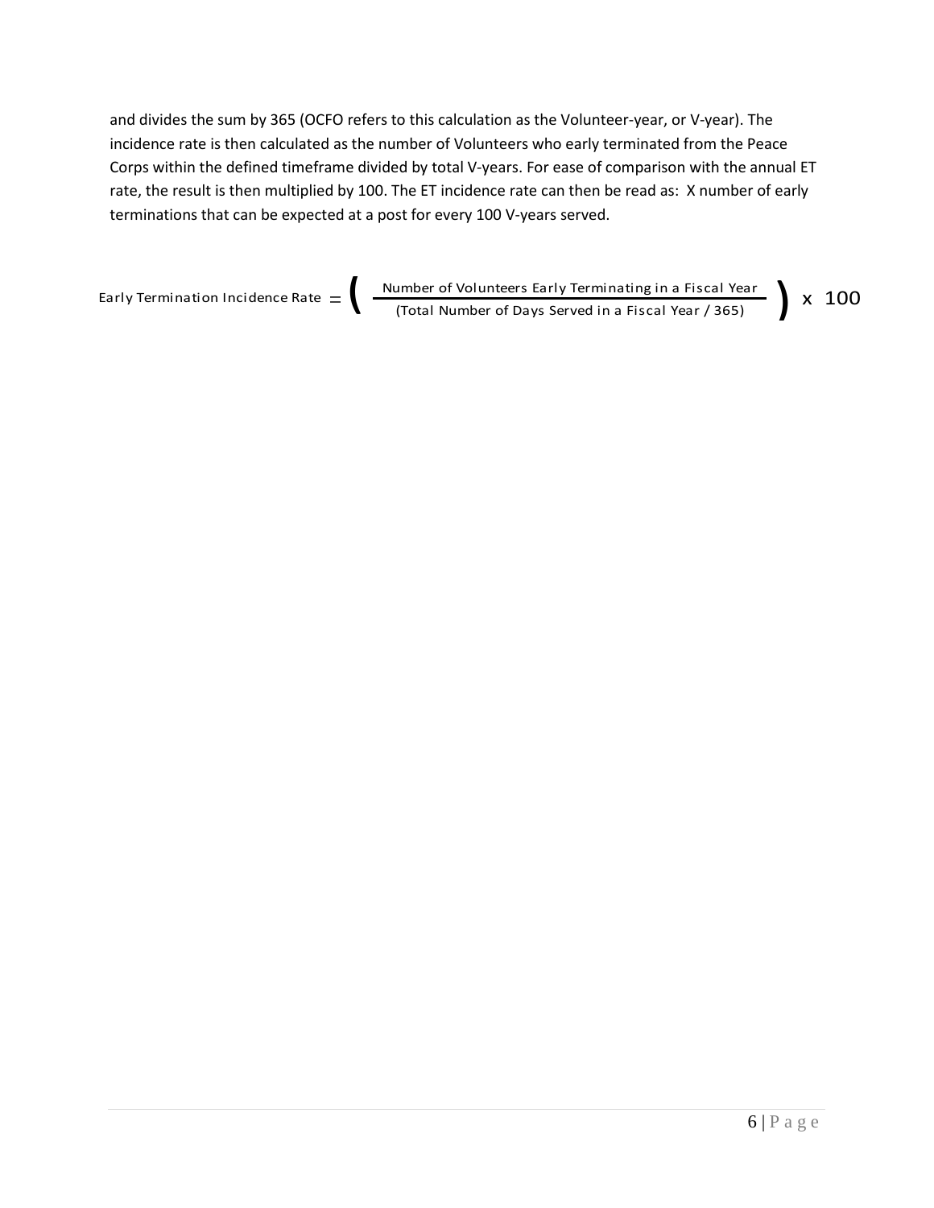and divides the sum by 365 (OCFO refers to this calculation as the Volunteer-year, or V-year). The incidence rate is then calculated as the number of Volunteers who early terminated from the Peace Corps within the defined timeframe divided by total V-years. For ease of comparison with the annual ET rate, the result is then multiplied by 100. The ET incidence rate can then be read as: X number of early terminations that can be expected at a post for every 100 V-years served.

$$\text{Early Termination Incidence Rate} = \left( \frac{\text{Number of Volunteers Early Terminating in a Fiscal Year}}{\text{(Total Number of Days Served in a Fiscal Year / 365)}} \right) \text{x } 100$$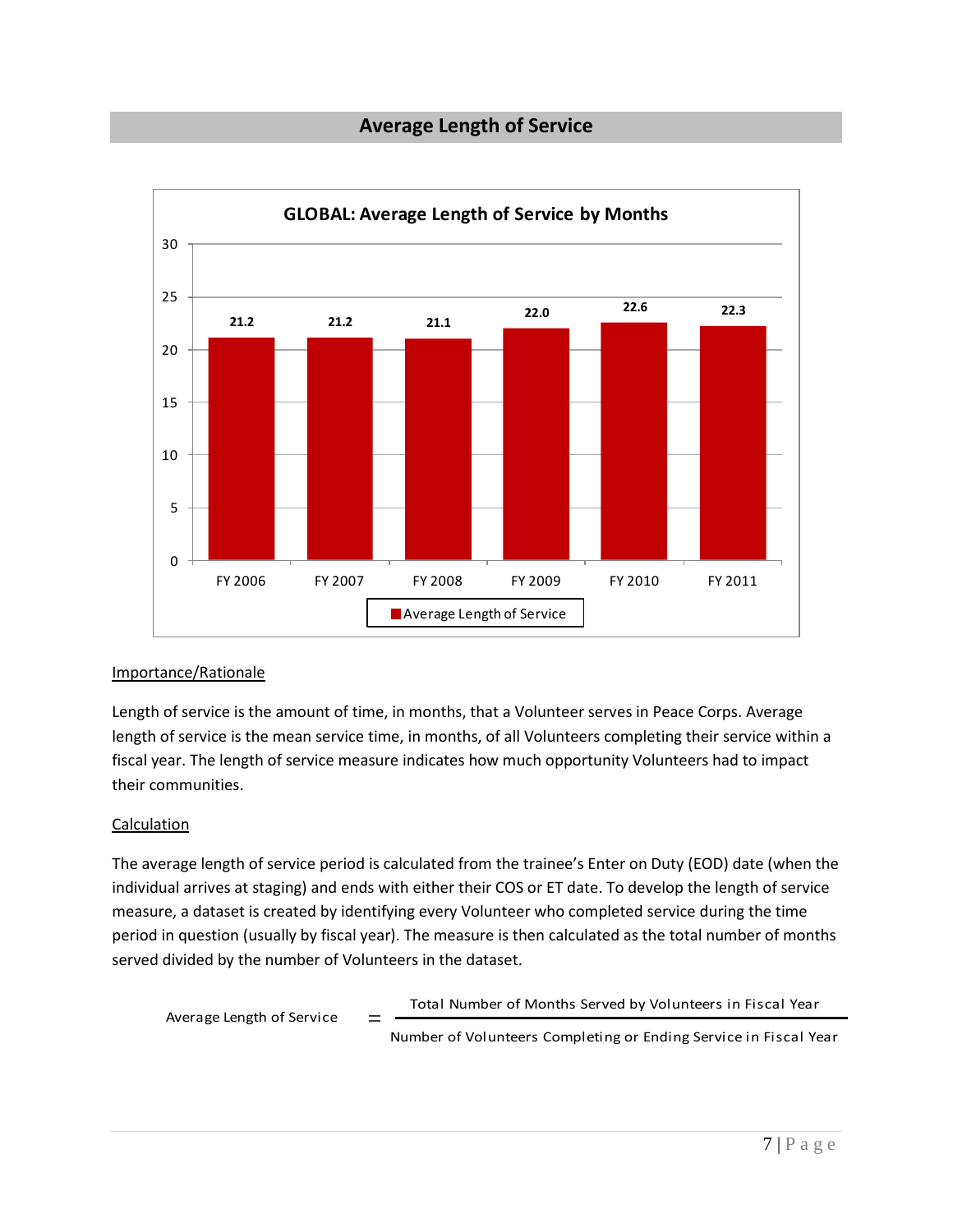## Average Length of Service

**GLOBAL: Average Length of Service by Months**

| | FY 2006 | FY 2007 | FY 2008 | FY 2009 | FY 2010 | FY 2011 |
|---|---|---|---|---|---|---|
| Average Length of Service | 21.2 | 21.2 | 21.1 | 22.0 | 22.6 | 22.3 |

### Importance/Rationale

Length of service is the amount of time, in months, that a Volunteer serves in Peace Corps. Average length of service is the mean service time, in months, of all Volunteers completing their service within a fiscal year. The length of service measure indicates how much opportunity Volunteers had to impact their communities.

### Calculation

The average length of service period is calculated from the trainee's Enter on Duty (EOD) date (when the individual arrives at staging) and ends with either their COS or ET date. To develop the length of service measure, a dataset is created by identifying every Volunteer who completed service during the time period in question (usually by fiscal year). The measure is then calculated as the total number of months served divided by the number of Volunteers in the dataset.

$$\text{Average Length of Service} = \frac{\text{Total Number of Months Served by Volunteers in Fiscal Year}}{\text{Number of Volunteers Completing or Ending Service in Fiscal Year}}$$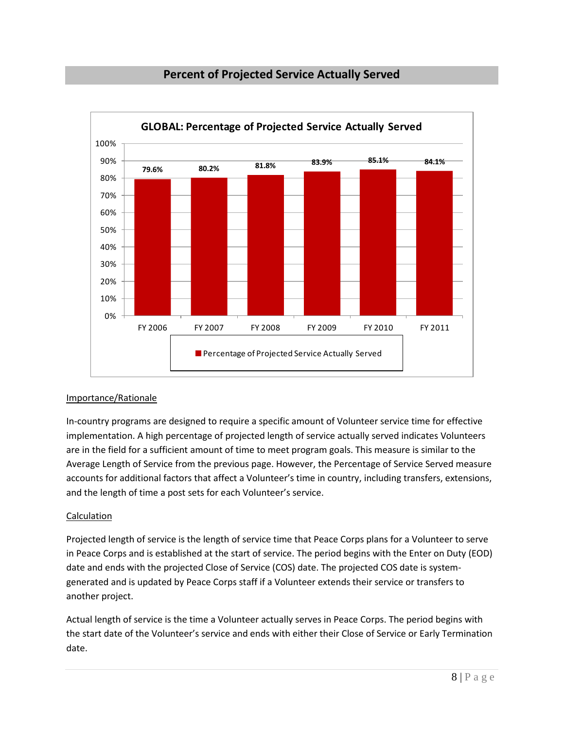## Percent of Projected Service Actually Served

**GLOBAL: Percentage of Projected Service Actually Served**

| | FY 2006 | FY 2007 | FY 2008 | FY 2009 | FY 2010 | FY 2011 |
|---|---|---|---|---|---|---|
| Percentage of Projected Service Actually Served | 79.6% | 80.2% | 81.8% | 83.9% | 85.1% | 84.1% |

<u>Importance/Rationale</u>

In-country programs are designed to require a specific amount of Volunteer service time for effective implementation. A high percentage of projected length of service actually served indicates Volunteers are in the field for a sufficient amount of time to meet program goals. This measure is similar to the Average Length of Service from the previous page. However, the Percentage of Service Served measure accounts for additional factors that affect a Volunteer's time in country, including transfers, extensions, and the length of time a post sets for each Volunteer's service.

<u>Calculation</u>

Projected length of service is the length of service time that Peace Corps plans for a Volunteer to serve in Peace Corps and is established at the start of service. The period begins with the Enter on Duty (EOD) date and ends with the projected Close of Service (COS) date. The projected COS date is system-generated and is updated by Peace Corps staff if a Volunteer extends their service or transfers to another project.

Actual length of service is the time a Volunteer actually serves in Peace Corps. The period begins with the start date of the Volunteer's service and ends with either their Close of Service or Early Termination date.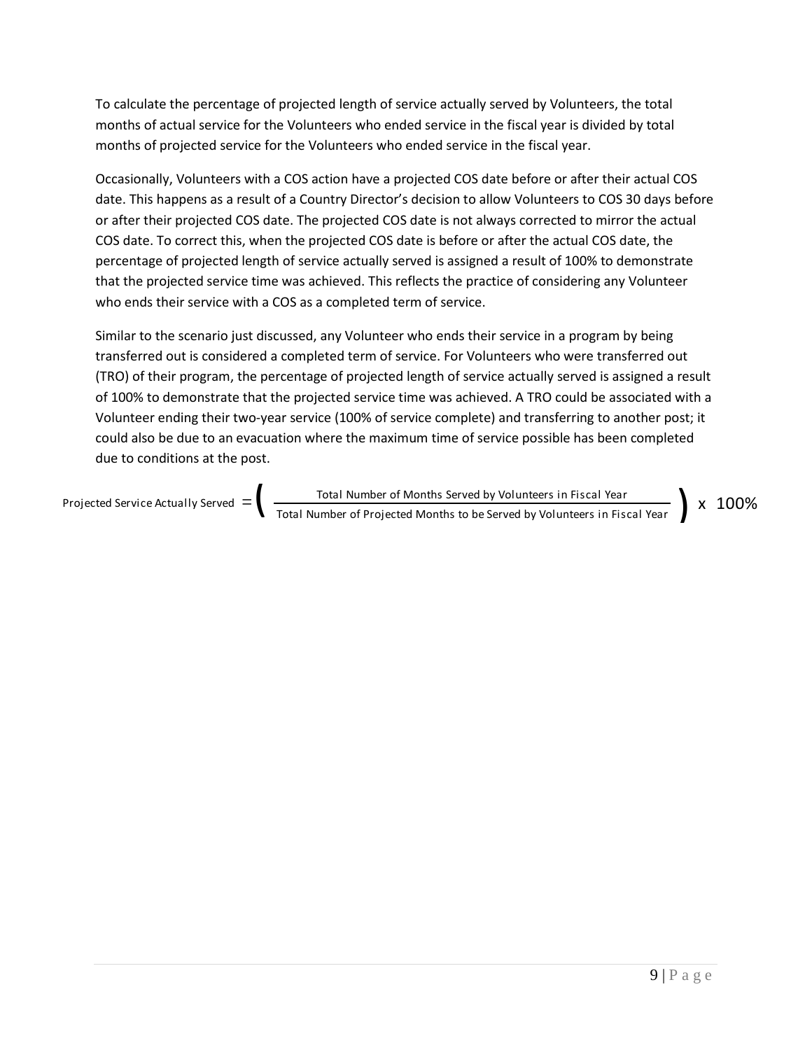To calculate the percentage of projected length of service actually served by Volunteers, the total months of actual service for the Volunteers who ended service in the fiscal year is divided by total months of projected service for the Volunteers who ended service in the fiscal year.

Occasionally, Volunteers with a COS action have a projected COS date before or after their actual COS date. This happens as a result of a Country Director's decision to allow Volunteers to COS 30 days before or after their projected COS date. The projected COS date is not always corrected to mirror the actual COS date. To correct this, when the projected COS date is before or after the actual COS date, the percentage of projected length of service actually served is assigned a result of 100% to demonstrate that the projected service time was achieved. This reflects the practice of considering any Volunteer who ends their service with a COS as a completed term of service.

Similar to the scenario just discussed, any Volunteer who ends their service in a program by being transferred out is considered a completed term of service. For Volunteers who were transferred out (TRO) of their program, the percentage of projected length of service actually served is assigned a result of 100% to demonstrate that the projected service time was achieved. A TRO could be associated with a Volunteer ending their two-year service (100% of service complete) and transferring to another post; it could also be due to an evacuation where the maximum time of service possible has been completed due to conditions at the post.

$$\text{Projected Service Actually Served} = \left( \frac{\text{Total Number of Months Served by Volunteers in Fiscal Year}}{\text{Total Number of Projected Months to be Served by Volunteers in Fiscal Year}} \right) \times 100\%$$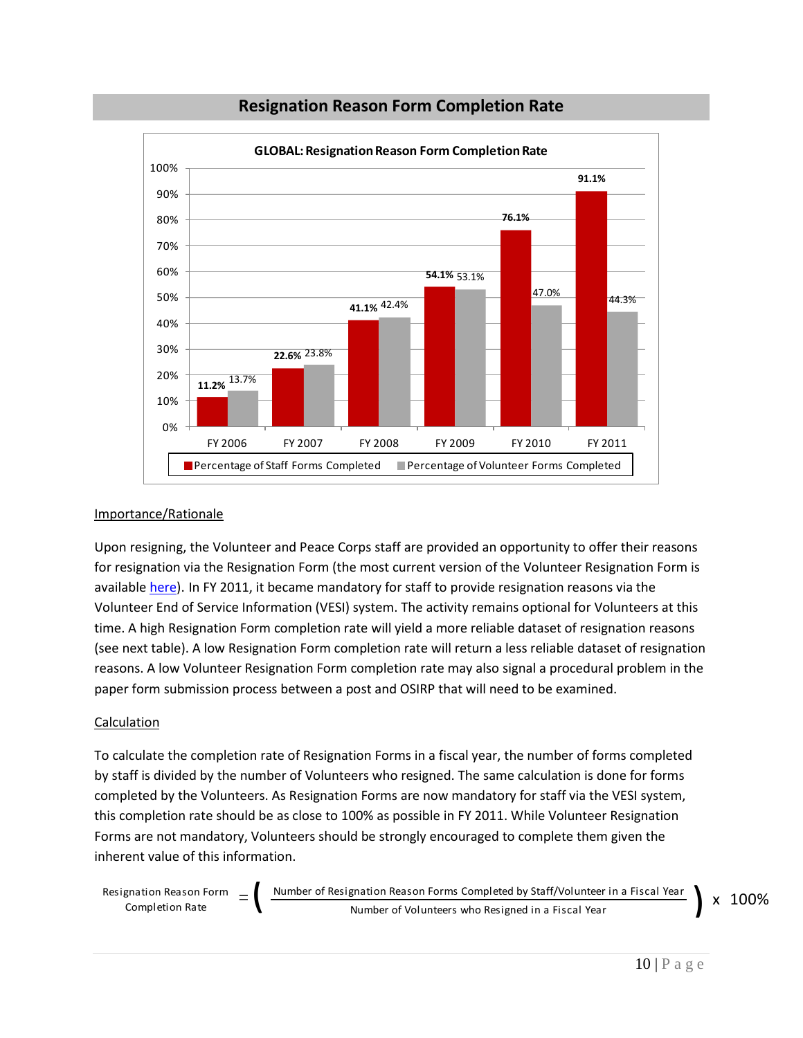## Resignation Reason Form Completion Rate

**GLOBAL: Resignation Reason Form Completion Rate**

| | FY 2006 | FY 2007 | FY 2008 | FY 2009 | FY 2010 | FY 2011 |
|---|---|---|---|---|---|---|
| Percentage of Staff Forms Completed | 11.2% | 22.6% | 41.1% | 54.1% | 76.1% | 91.1% |
| Percentage of Volunteer Forms Completed | 13.7% | 23.8% | 42.4% | 53.1% | 47.0% | 44.3% |

Importance/Rationale

Upon resigning, the Volunteer and Peace Corps staff are provided an opportunity to offer their reasons for resignation via the Resignation Form (the most current version of the Volunteer Resignation Form is available here). In FY 2011, it became mandatory for staff to provide resignation reasons via the Volunteer End of Service Information (VESI) system. The activity remains optional for Volunteers at this time. A high Resignation Form completion rate will yield a more reliable dataset of resignation reasons (see next table). A low Resignation Form completion rate will return a less reliable dataset of resignation reasons. A low Volunteer Resignation Form completion rate may also signal a procedural problem in the paper form submission process between a post and OSIRP that will need to be examined.

Calculation

To calculate the completion rate of Resignation Forms in a fiscal year, the number of forms completed by staff is divided by the number of Volunteers who resigned. The same calculation is done for forms completed by the Volunteers. As Resignation Forms are now mandatory for staff via the VESI system, this completion rate should be as close to 100% as possible in FY 2011. While Volunteer Resignation Forms are not mandatory, Volunteers should be strongly encouraged to complete them given the inherent value of this information.

$$\text{Resignation Reason Form Completion Rate} = \left( \frac{\text{Number of Resignation Reason Forms Completed by Staff/Volunteer in a Fiscal Year}}{\text{Number of Volunteers who Resigned in a Fiscal Year}} \right) \times 100\%$$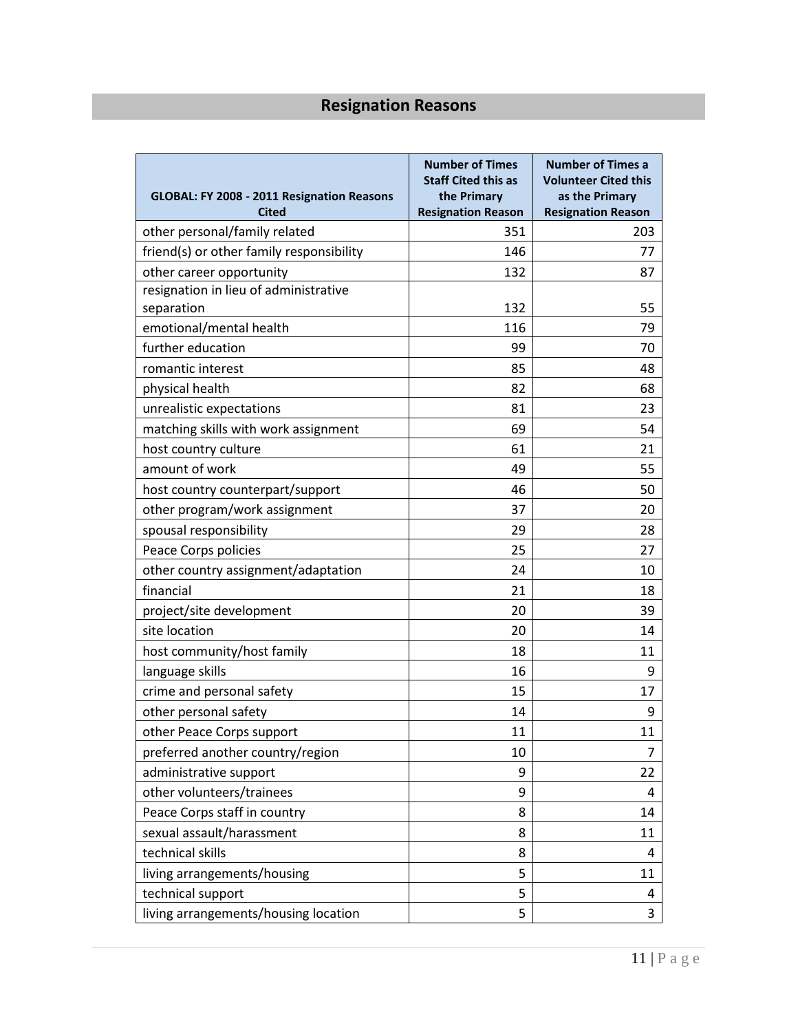## Resignation Reasons

| GLOBAL: FY 2008 - 2011 Resignation Reasons Cited | Number of Times Staff Cited this as the Primary Resignation Reason | Number of Times a Volunteer Cited this as the Primary Resignation Reason |
|---|---|---|
| other personal/family related | 351 | 203 |
| friend(s) or other family responsibility | 146 | 77 |
| other career opportunity | 132 | 87 |
| resignation in lieu of administrative separation | 132 | 55 |
| emotional/mental health | 116 | 79 |
| further education | 99 | 70 |
| romantic interest | 85 | 48 |
| physical health | 82 | 68 |
| unrealistic expectations | 81 | 23 |
| matching skills with work assignment | 69 | 54 |
| host country culture | 61 | 21 |
| amount of work | 49 | 55 |
| host country counterpart/support | 46 | 50 |
| other program/work assignment | 37 | 20 |
| spousal responsibility | 29 | 28 |
| Peace Corps policies | 25 | 27 |
| other country assignment/adaptation | 24 | 10 |
| financial | 21 | 18 |
| project/site development | 20 | 39 |
| site location | 20 | 14 |
| host community/host family | 18 | 11 |
| language skills | 16 | 9 |
| crime and personal safety | 15 | 17 |
| other personal safety | 14 | 9 |
| other Peace Corps support | 11 | 11 |
| preferred another country/region | 10 | 7 |
| administrative support | 9 | 22 |
| other volunteers/trainees | 9 | 4 |
| Peace Corps staff in country | 8 | 14 |
| sexual assault/harassment | 8 | 11 |
| technical skills | 8 | 4 |
| living arrangements/housing | 5 | 11 |
| technical support | 5 | 4 |
| living arrangements/housing location | 5 | 3 |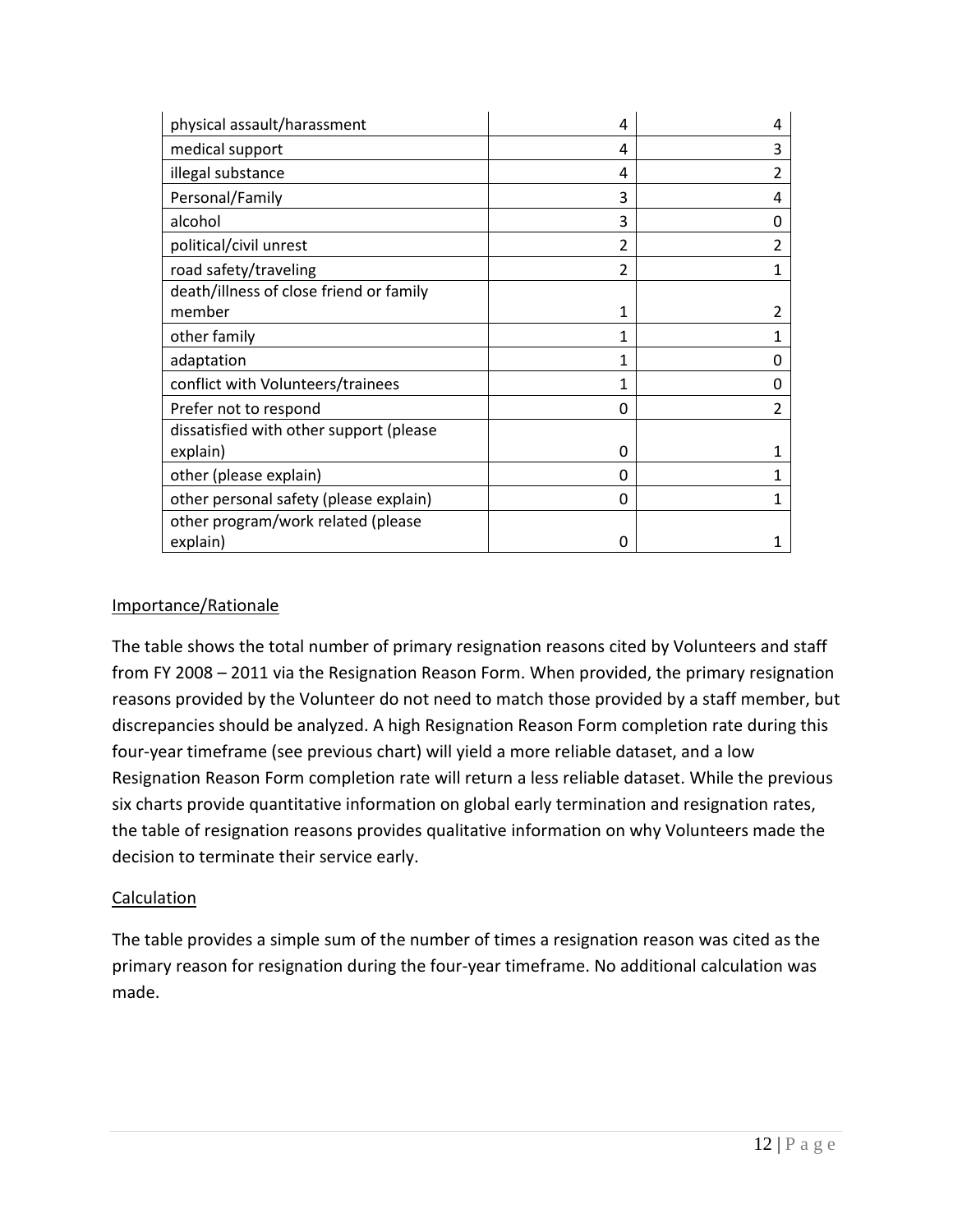| | | |
|---|---|---|
| physical assault/harassment | 4 | 4 |
| medical support | 4 | 3 |
| illegal substance | 4 | 2 |
| Personal/Family | 3 | 4 |
| alcohol | 3 | 0 |
| political/civil unrest | 2 | 2 |
| road safety/traveling | 2 | 1 |
| death/illness of close friend or family member | 1 | 2 |
| other family | 1 | 1 |
| adaptation | 1 | 0 |
| conflict with Volunteers/trainees | 1 | 0 |
| Prefer not to respond | 0 | 2 |
| dissatisfied with other support (please explain) | 0 | 1 |
| other (please explain) | 0 | 1 |
| other personal safety (please explain) | 0 | 1 |
| other program/work related (please explain) | 0 | 1 |

Importance/Rationale

The table shows the total number of primary resignation reasons cited by Volunteers and staff from FY 2008 – 2011 via the Resignation Reason Form. When provided, the primary resignation reasons provided by the Volunteer do not need to match those provided by a staff member, but discrepancies should be analyzed. A high Resignation Reason Form completion rate during this four-year timeframe (see previous chart) will yield a more reliable dataset, and a low Resignation Reason Form completion rate will return a less reliable dataset. While the previous six charts provide quantitative information on global early termination and resignation rates, the table of resignation reasons provides qualitative information on why Volunteers made the decision to terminate their service early.

Calculation

The table provides a simple sum of the number of times a resignation reason was cited as the primary reason for resignation during the four-year timeframe. No additional calculation was made.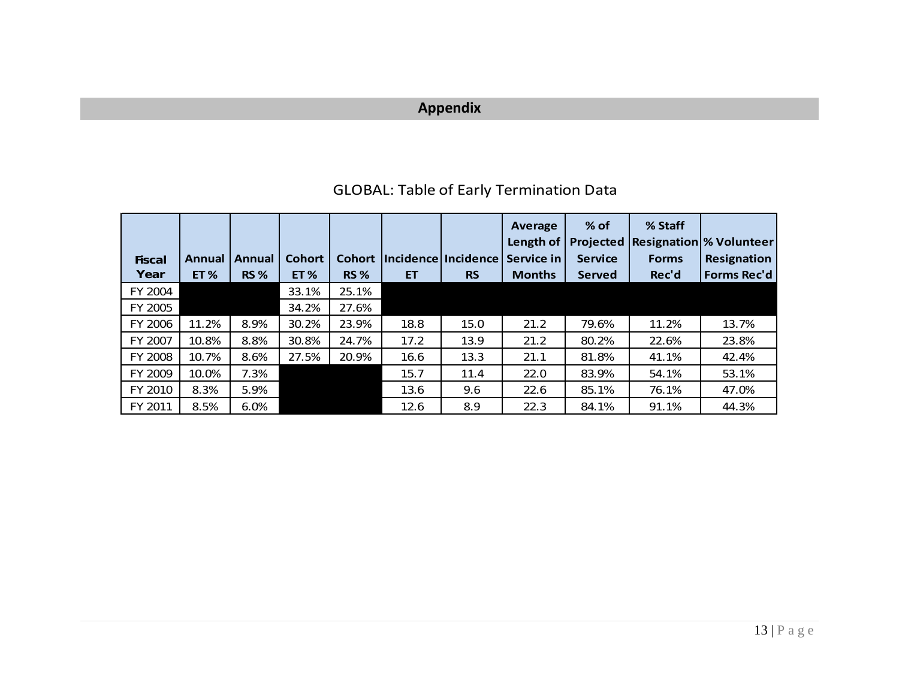# Appendix

GLOBAL: Table of Early Termination Data

| Fiscal Year | Annual ET % | Annual RS % | Cohort ET % | Cohort RS % | Incidence ET | Incidence RS | Average Length of Service in Months | % of Projected Service Served | % Staff Resignation Forms Rec'd | % Volunteer Resignation Forms Rec'd |
|---|---|---|---|---|---|---|---|---|---|---|
| FY 2004 | | | 33.1% | 25.1% | | | | | | |
| FY 2005 | | | 34.2% | 27.6% | | | | | | |
| FY 2006 | 11.2% | 8.9% | 30.2% | 23.9% | 18.8 | 15.0 | 21.2 | 79.6% | 11.2% | 13.7% |
| FY 2007 | 10.8% | 8.8% | 30.8% | 24.7% | 17.2 | 13.9 | 21.2 | 80.2% | 22.6% | 23.8% |
| FY 2008 | 10.7% | 8.6% | 27.5% | 20.9% | 16.6 | 13.3 | 21.1 | 81.8% | 41.1% | 42.4% |
| FY 2009 | 10.0% | 7.3% | | | 15.7 | 11.4 | 22.0 | 83.9% | 54.1% | 53.1% |
| FY 2010 | 8.3% | 5.9% | | | 13.6 | 9.6 | 22.6 | 85.1% | 76.1% | 47.0% |
| FY 2011 | 8.5% | 6.0% | | | 12.6 | 8.9 | 22.3 | 84.1% | 91.1% | 44.3% |